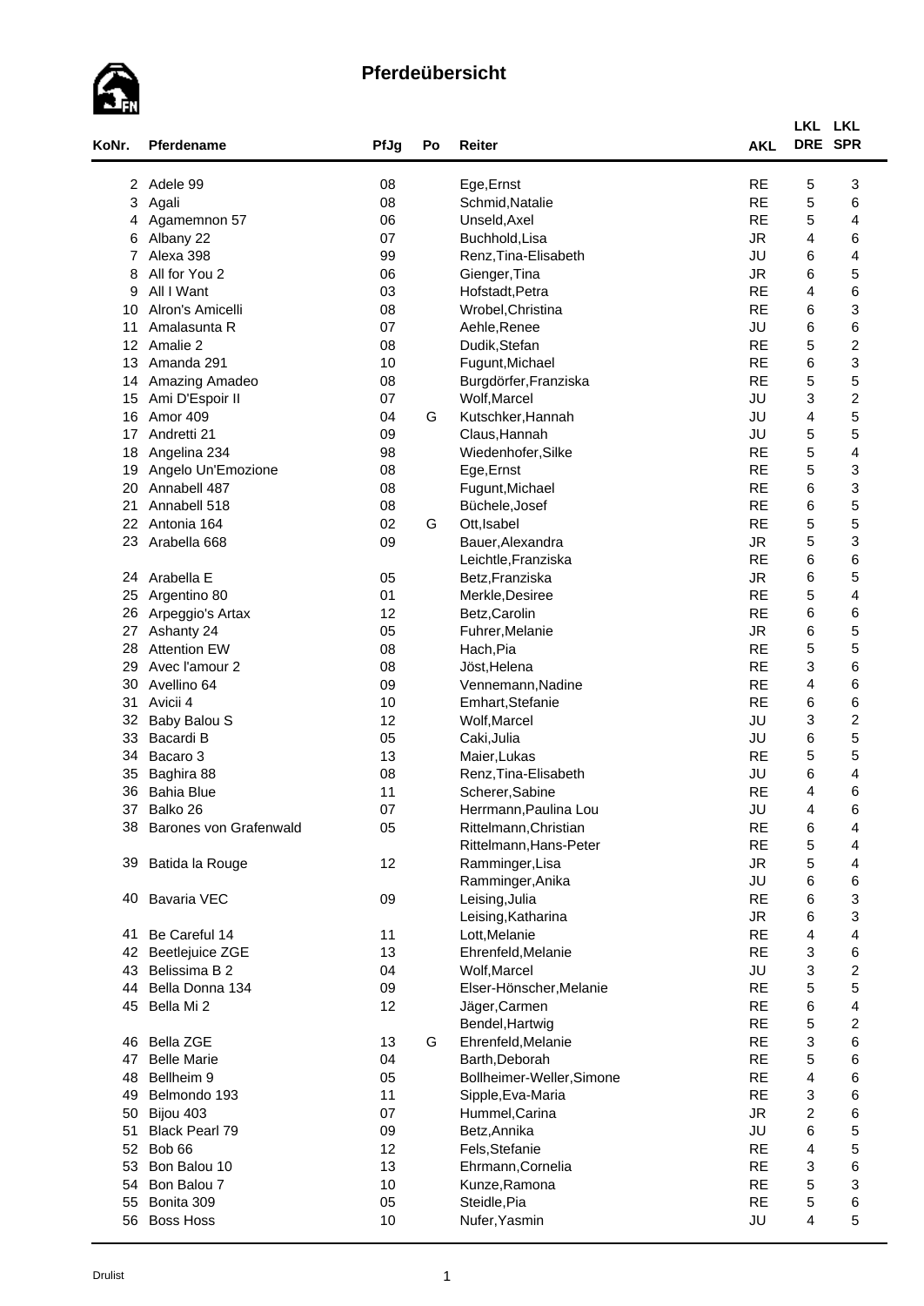# Pferdeübersicht

| KoNr. | Pferdename | PfJg | Po | Reiter | AKL | LKL DRE | LKL SPR |
|---|---|---|---|---|---|---|---|
| 2 | Adele 99 | 08 | | Ege,Ernst | RE | 5 | 3 |
| 3 | Agali | 08 | | Schmid,Natalie | RE | 5 | 6 |
| 4 | Agamemnon 57 | 06 | | Unseld,Axel | RE | 5 | 4 |
| 6 | Albany 22 | 07 | | Buchhold,Lisa | JR | 4 | 6 |
| 7 | Alexa 398 | 99 | | Renz,Tina-Elisabeth | JU | 6 | 4 |
| 8 | All for You 2 | 06 | | Gienger,Tina | JR | 6 | 5 |
| 9 | All I Want | 03 | | Hofstadt,Petra | RE | 4 | 6 |
| 10 | Alron's Amicelli | 08 | | Wrobel,Christina | RE | 6 | 3 |
| 11 | Amalasunta R | 07 | | Aehle,Renee | JU | 6 | 6 |
| 12 | Amalie 2 | 08 | | Dudik,Stefan | RE | 5 | 2 |
| 13 | Amanda 291 | 10 | | Fugunt,Michael | RE | 6 | 3 |
| 14 | Amazing Amadeo | 08 | | Burgdörfer,Franziska | RE | 5 | 5 |
| 15 | Ami D'Espoir II | 07 | | Wolf,Marcel | JU | 3 | 2 |
| 16 | Amor 409 | 04 | G | Kutschker,Hannah | JU | 4 | 5 |
| 17 | Andretti 21 | 09 | | Claus,Hannah | JU | 5 | 5 |
| 18 | Angelina 234 | 98 | | Wiedenhofer,Silke | RE | 5 | 4 |
| 19 | Angelo Un'Emozione | 08 | | Ege,Ernst | RE | 5 | 3 |
| 20 | Annabell 487 | 08 | | Fugunt,Michael | RE | 6 | 3 |
| 21 | Annabell 518 | 08 | | Büchele,Josef | RE | 6 | 5 |
| 22 | Antonia 164 | 02 | G | Ott,Isabel | RE | 5 | 5 |
| 23 | Arabella 668 | 09 | | Bauer,Alexandra | JR | 5 | 3 |
| | | | | Leichtle,Franziska | RE | 6 | 6 |
| 24 | Arabella E | 05 | | Betz,Franziska | JR | 6 | 5 |
| 25 | Argentino 80 | 01 | | Merkle,Desiree | RE | 5 | 4 |
| 26 | Arpeggio's Artax | 12 | | Betz,Carolin | RE | 6 | 6 |
| 27 | Ashanty 24 | 05 | | Fuhrer,Melanie | JR | 6 | 5 |
| 28 | Attention EW | 08 | | Hach,Pia | RE | 5 | 5 |
| 29 | Avec l'amour 2 | 08 | | Jöst,Helena | RE | 3 | 6 |
| 30 | Avellino 64 | 09 | | Vennemann,Nadine | RE | 4 | 6 |
| 31 | Avicii 4 | 10 | | Emhart,Stefanie | RE | 6 | 6 |
| 32 | Baby Balou S | 12 | | Wolf,Marcel | JU | 3 | 2 |
| 33 | Bacardi B | 05 | | Caki,Julia | JU | 6 | 5 |
| 34 | Bacaro 3 | 13 | | Maier,Lukas | RE | 5 | 5 |
| 35 | Baghira 88 | 08 | | Renz,Tina-Elisabeth | JU | 6 | 4 |
| 36 | Bahia Blue | 11 | | Scherer,Sabine | RE | 4 | 6 |
| 37 | Balko 26 | 07 | | Herrmann,Paulina Lou | JU | 4 | 6 |
| 38 | Barones von Grafenwald | 05 | | Rittelmann,Christian | RE | 6 | 4 |
| | | | | Rittelmann,Hans-Peter | RE | 5 | 4 |
| 39 | Batida la Rouge | 12 | | Ramminger,Lisa | JR | 5 | 4 |
| | | | | Ramminger,Anika | JU | 6 | 6 |
| 40 | Bavaria VEC | 09 | | Leising,Julia | RE | 6 | 3 |
| | | | | Leising,Katharina | JR | 6 | 3 |
| 41 | Be Careful 14 | 11 | | Lott,Melanie | RE | 4 | 4 |
| 42 | Beetlejuice ZGE | 13 | | Ehrenfeld,Melanie | RE | 3 | 6 |
| 43 | Belissima B 2 | 04 | | Wolf,Marcel | JU | 3 | 2 |
| 44 | Bella Donna 134 | 09 | | Elser-Hönscher,Melanie | RE | 5 | 5 |
| 45 | Bella Mi 2 | 12 | | Jäger,Carmen | RE | 6 | 4 |
| | | | | Bendel,Hartwig | RE | 5 | 2 |
| 46 | Bella ZGE | 13 | G | Ehrenfeld,Melanie | RE | 3 | 6 |
| 47 | Belle Marie | 04 | | Barth,Deborah | RE | 5 | 6 |
| 48 | Bellheim 9 | 05 | | Bollheimer-Weller,Simone | RE | 4 | 6 |
| 49 | Belmondo 193 | 11 | | Sipple,Eva-Maria | RE | 3 | 6 |
| 50 | Bijou 403 | 07 | | Hummel,Carina | JR | 2 | 6 |
| 51 | Black Pearl 79 | 09 | | Betz,Annika | JU | 6 | 5 |
| 52 | Bob 66 | 12 | | Fels,Stefanie | RE | 4 | 5 |
| 53 | Bon Balou 10 | 13 | | Ehrmann,Cornelia | RE | 3 | 6 |
| 54 | Bon Balou 7 | 10 | | Kunze,Ramona | RE | 5 | 3 |
| 55 | Bonita 309 | 05 | | Steidle,Pia | RE | 5 | 6 |
| 56 | Boss Hoss | 10 | | Nufer,Yasmin | JU | 4 | 5 |

Drulist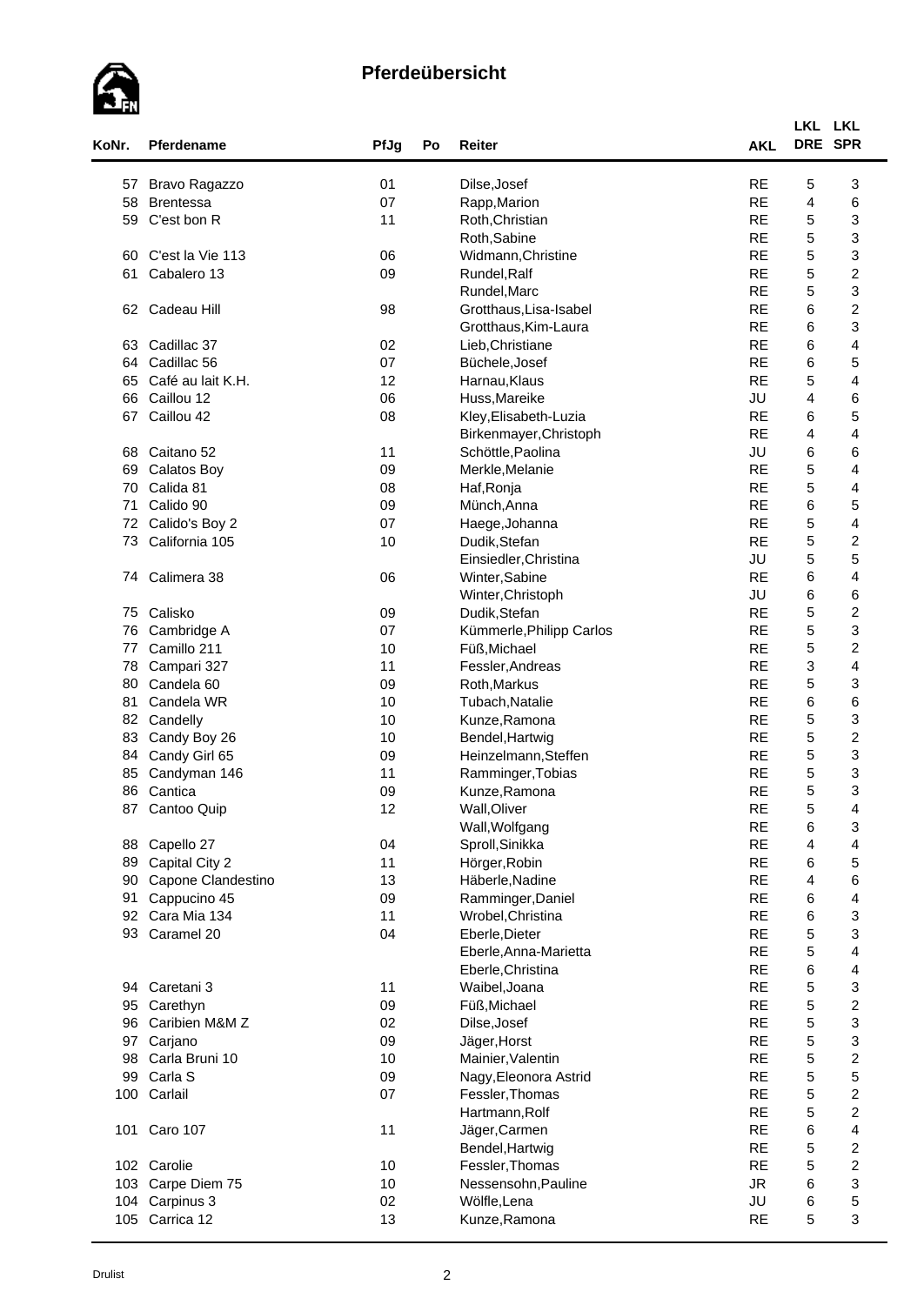## Pferdeübersicht

| KoNr. | Pferdename | PfJg | Po | Reiter | AKL | LKL DRE | LKL SPR |
|---|---|---|---|---|---|---|---|
| 57 | Bravo Ragazzo | 01 | | Dilse,Josef | RE | 5 | 3 |
| 58 | Brentessa | 07 | | Rapp,Marion | RE | 4 | 6 |
| 59 | C'est bon R | 11 | | Roth,Christian | RE | 5 | 3 |
| | | | | Roth,Sabine | RE | 5 | 3 |
| 60 | C'est la Vie 113 | 06 | | Widmann,Christine | RE | 5 | 3 |
| 61 | Cabalero 13 | 09 | | Rundel,Ralf | RE | 5 | 2 |
| | | | | Rundel,Marc | RE | 5 | 3 |
| 62 | Cadeau Hill | 98 | | Grotthaus,Lisa-Isabel | RE | 6 | 2 |
| | | | | Grotthaus,Kim-Laura | RE | 6 | 3 |
| 63 | Cadillac 37 | 02 | | Lieb,Christiane | RE | 6 | 4 |
| 64 | Cadillac 56 | 07 | | Büchele,Josef | RE | 6 | 5 |
| 65 | Café au lait K.H. | 12 | | Harnau,Klaus | RE | 5 | 4 |
| 66 | Caillou 12 | 06 | | Huss,Mareike | JU | 4 | 6 |
| 67 | Caillou 42 | 08 | | Kley,Elisabeth-Luzia | RE | 6 | 5 |
| | | | | Birkenmayer,Christoph | RE | 4 | 4 |
| 68 | Caitano 52 | 11 | | Schöttle,Paolina | JU | 6 | 6 |
| 69 | Calatos Boy | 09 | | Merkle,Melanie | RE | 5 | 4 |
| 70 | Calida 81 | 08 | | Haf,Ronja | RE | 5 | 4 |
| 71 | Calido 90 | 09 | | Münch,Anna | RE | 6 | 5 |
| 72 | Calido's Boy 2 | 07 | | Haege,Johanna | RE | 5 | 4 |
| 73 | California 105 | 10 | | Dudik,Stefan | RE | 5 | 2 |
| | | | | Einsiedler,Christina | JU | 5 | 5 |
| 74 | Calimera 38 | 06 | | Winter,Sabine | RE | 6 | 4 |
| | | | | Winter,Christoph | JU | 6 | 6 |
| 75 | Calisko | 09 | | Dudik,Stefan | RE | 5 | 2 |
| 76 | Cambridge A | 07 | | Kümmerle,Philipp Carlos | RE | 5 | 3 |
| 77 | Camillo 211 | 10 | | Füß,Michael | RE | 5 | 2 |
| 78 | Campari 327 | 11 | | Fessler,Andreas | RE | 3 | 4 |
| 80 | Candela 60 | 09 | | Roth,Markus | RE | 5 | 3 |
| 81 | Candela WR | 10 | | Tubach,Natalie | RE | 6 | 6 |
| 82 | Candelly | 10 | | Kunze,Ramona | RE | 5 | 3 |
| 83 | Candy Boy 26 | 10 | | Bendel,Hartwig | RE | 5 | 2 |
| 84 | Candy Girl 65 | 09 | | Heinzelmann,Steffen | RE | 5 | 3 |
| 85 | Candyman 146 | 11 | | Ramminger,Tobias | RE | 5 | 3 |
| 86 | Cantica | 09 | | Kunze,Ramona | RE | 5 | 3 |
| 87 | Cantoo Quip | 12 | | Wall,Oliver | RE | 5 | 4 |
| | | | | Wall,Wolfgang | RE | 6 | 3 |
| 88 | Capello 27 | 04 | | Sproll,Sinikka | RE | 4 | 4 |
| 89 | Capital City 2 | 11 | | Hörger,Robin | RE | 6 | 5 |
| 90 | Capone Clandestino | 13 | | Häberle,Nadine | RE | 4 | 6 |
| 91 | Cappucino 45 | 09 | | Ramminger,Daniel | RE | 6 | 4 |
| 92 | Cara Mia 134 | 11 | | Wrobel,Christina | RE | 6 | 3 |
| 93 | Caramel 20 | 04 | | Eberle,Dieter | RE | 5 | 3 |
| | | | | Eberle,Anna-Marietta | RE | 5 | 4 |
| | | | | Eberle,Christina | RE | 6 | 4 |
| 94 | Caretani 3 | 11 | | Waibel,Joana | RE | 5 | 3 |
| 95 | Carethyn | 09 | | Füß,Michael | RE | 5 | 2 |
| 96 | Caribien M&M Z | 02 | | Dilse,Josef | RE | 5 | 3 |
| 97 | Carjano | 09 | | Jäger,Horst | RE | 5 | 3 |
| 98 | Carla Bruni 10 | 10 | | Mainier,Valentin | RE | 5 | 2 |
| 99 | Carla S | 09 | | Nagy,Eleonora Astrid | RE | 5 | 5 |
| 100 | Carlail | 07 | | Fessler,Thomas | RE | 5 | 2 |
| | | | | Hartmann,Rolf | RE | 5 | 2 |
| 101 | Caro 107 | 11 | | Jäger,Carmen | RE | 6 | 4 |
| | | | | Bendel,Hartwig | RE | 5 | 2 |
| 102 | Carolie | 10 | | Fessler,Thomas | RE | 5 | 2 |
| 103 | Carpe Diem 75 | 10 | | Nessensohn,Pauline | JR | 6 | 3 |
| 104 | Carpinus 3 | 02 | | Wölfle,Lena | JU | 6 | 5 |
| 105 | Carrica 12 | 13 | | Kunze,Ramona | RE | 5 | 3 |

Drulist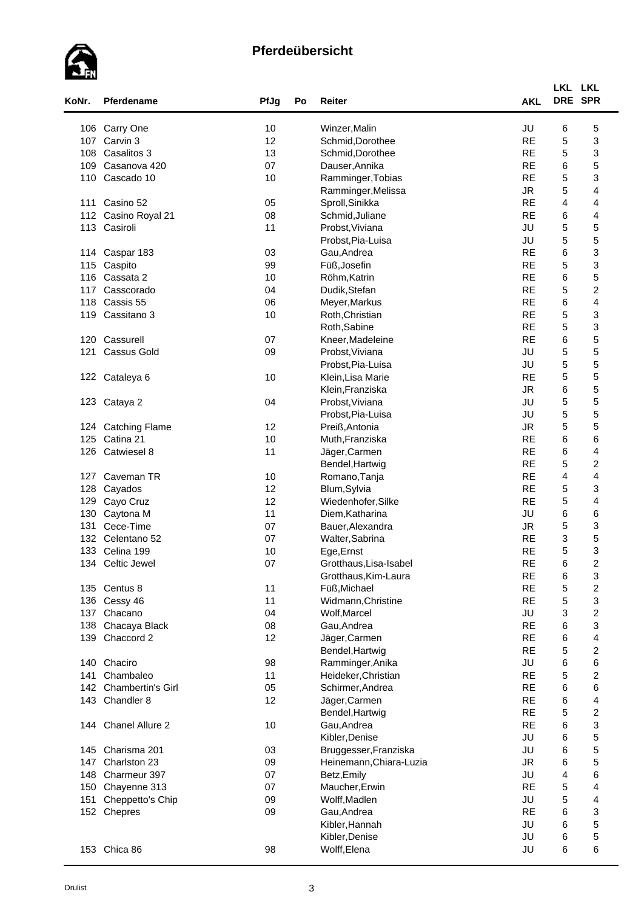## Pferdeübersicht

| KoNr. | Pferdename | PfJg | Po | Reiter | AKL | LKL DRE | LKL SPR |
|---|---|---|---|---|---|---|---|
| 106 | Carry One | 10 | | Winzer,Malin | JU | 6 | 5 |
| 107 | Carvin 3 | 12 | | Schmid,Dorothee | RE | 5 | 3 |
| 108 | Casalitos 3 | 13 | | Schmid,Dorothee | RE | 5 | 3 |
| 109 | Casanova 420 | 07 | | Dauser,Annika | RE | 6 | 5 |
| 110 | Cascado 10 | 10 | | Ramminger,Tobias | RE | 5 | 3 |
| | | | | Ramminger,Melissa | JR | 5 | 4 |
| 111 | Casino 52 | 05 | | Sproll,Sinikka | RE | 4 | 4 |
| 112 | Casino Royal 21 | 08 | | Schmid,Juliane | RE | 6 | 4 |
| 113 | Casiroli | 11 | | Probst,Viviana | JU | 5 | 5 |
| | | | | Probst,Pia-Luisa | JU | 5 | 5 |
| 114 | Caspar 183 | 03 | | Gau,Andrea | RE | 6 | 3 |
| 115 | Caspito | 99 | | Füß,Josefin | RE | 5 | 3 |
| 116 | Cassata 2 | 10 | | Röhm,Katrin | RE | 6 | 5 |
| 117 | Casscorado | 04 | | Dudik,Stefan | RE | 5 | 2 |
| 118 | Cassis 55 | 06 | | Meyer,Markus | RE | 6 | 4 |
| 119 | Cassitano 3 | 10 | | Roth,Christian | RE | 5 | 3 |
| | | | | Roth,Sabine | RE | 5 | 3 |
| 120 | Cassurell | 07 | | Kneer,Madeleine | RE | 6 | 5 |
| 121 | Cassus Gold | 09 | | Probst,Viviana | JU | 5 | 5 |
| | | | | Probst,Pia-Luisa | JU | 5 | 5 |
| 122 | Cataleya 6 | 10 | | Klein,Lisa Marie | RE | 5 | 5 |
| | | | | Klein,Franziska | JR | 6 | 5 |
| 123 | Cataya 2 | 04 | | Probst,Viviana | JU | 5 | 5 |
| | | | | Probst,Pia-Luisa | JU | 5 | 5 |
| 124 | Catching Flame | 12 | | Preiß,Antonia | JR | 5 | 5 |
| 125 | Catina 21 | 10 | | Muth,Franziska | RE | 6 | 6 |
| 126 | Catwiesel 8 | 11 | | Jäger,Carmen | RE | 6 | 4 |
| | | | | Bendel,Hartwig | RE | 5 | 2 |
| 127 | Caveman TR | 10 | | Romano,Tanja | RE | 4 | 4 |
| 128 | Cayados | 12 | | Blum,Sylvia | RE | 5 | 3 |
| 129 | Cayo Cruz | 12 | | Wiedenhofer,Silke | RE | 5 | 4 |
| 130 | Caytona M | 11 | | Diem,Katharina | JU | 6 | 6 |
| 131 | Cece-Time | 07 | | Bauer,Alexandra | JR | 5 | 3 |
| 132 | Celentano 52 | 07 | | Walter,Sabrina | RE | 3 | 5 |
| 133 | Celina 199 | 10 | | Ege,Ernst | RE | 5 | 3 |
| 134 | Celtic Jewel | 07 | | Grotthaus,Lisa-Isabel | RE | 6 | 2 |
| | | | | Grotthaus,Kim-Laura | RE | 6 | 3 |
| 135 | Centus 8 | 11 | | Füß,Michael | RE | 5 | 2 |
| 136 | Cessy 46 | 11 | | Widmann,Christine | RE | 5 | 3 |
| 137 | Chacano | 04 | | Wolf,Marcel | JU | 3 | 2 |
| 138 | Chacaya Black | 08 | | Gau,Andrea | RE | 6 | 3 |
| 139 | Chaccord 2 | 12 | | Jäger,Carmen | RE | 6 | 4 |
| | | | | Bendel,Hartwig | RE | 5 | 2 |
| 140 | Chaciro | 98 | | Ramminger,Anika | JU | 6 | 6 |
| 141 | Chambaleo | 11 | | Heideker,Christian | RE | 5 | 2 |
| 142 | Chambertin's Girl | 05 | | Schirmer,Andrea | RE | 6 | 6 |
| 143 | Chandler 8 | 12 | | Jäger,Carmen | RE | 6 | 4 |
| | | | | Bendel,Hartwig | RE | 5 | 2 |
| 144 | Chanel Allure 2 | 10 | | Gau,Andrea | RE | 6 | 3 |
| | | | | Kibler,Denise | JU | 6 | 5 |
| 145 | Charisma 201 | 03 | | Bruggesser,Franziska | JU | 6 | 5 |
| 147 | Charlston 23 | 09 | | Heinemann,Chiara-Luzia | JR | 6 | 5 |
| 148 | Charmeur 397 | 07 | | Betz,Emily | JU | 4 | 6 |
| 150 | Chayenne 313 | 07 | | Maucher,Erwin | RE | 5 | 4 |
| 151 | Cheppetto's Chip | 09 | | Wolff,Madlen | JU | 5 | 4 |
| 152 | Chepres | 09 | | Gau,Andrea | RE | 6 | 3 |
| | | | | Kibler,Hannah | JU | 6 | 5 |
| | | | | Kibler,Denise | JU | 6 | 5 |
| 153 | Chica 86 | 98 | | Wolff,Elena | JU | 6 | 6 |

Drulist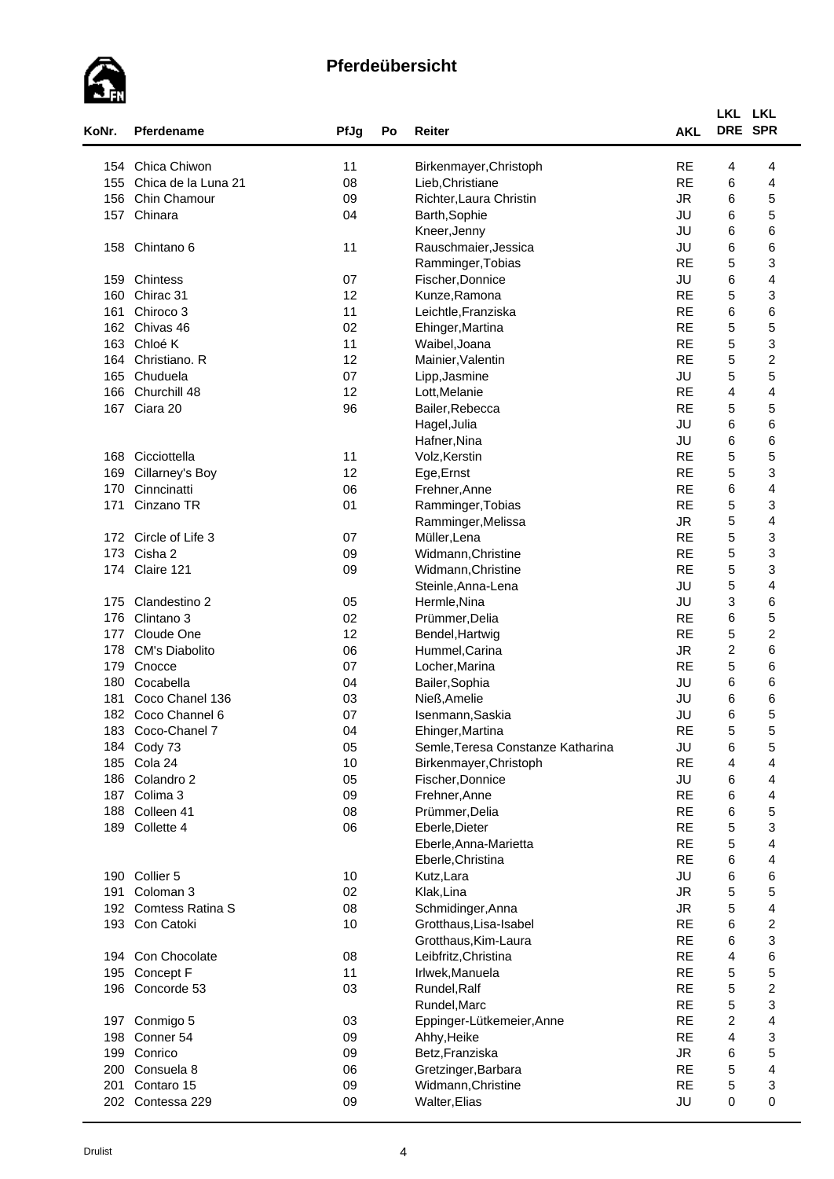## Pferdeübersicht

| KoNr. | Pferdename | PfJg | Po | Reiter | AKL | LKL DRE | LKL SPR |
|---|---|---|---|---|---|---|---|
| 154 | Chica Chiwon | 11 | | Birkenmayer,Christoph | RE | 4 | 4 |
| 155 | Chica de la Luna 21 | 08 | | Lieb,Christiane | RE | 6 | 4 |
| 156 | Chin Chamour | 09 | | Richter,Laura Christin | JR | 6 | 5 |
| 157 | Chinara | 04 | | Barth,Sophie | JU | 6 | 5 |
| | | | | Kneer,Jenny | JU | 6 | 6 |
| 158 | Chintano 6 | 11 | | Rauschmaier,Jessica | JU | 6 | 6 |
| | | | | Ramminger,Tobias | RE | 5 | 3 |
| 159 | Chintess | 07 | | Fischer,Donnice | JU | 6 | 4 |
| 160 | Chirac 31 | 12 | | Kunze,Ramona | RE | 5 | 3 |
| 161 | Chiroco 3 | 11 | | Leichtle,Franziska | RE | 6 | 6 |
| 162 | Chivas 46 | 02 | | Ehinger,Martina | RE | 5 | 5 |
| 163 | Chloé K | 11 | | Waibel,Joana | RE | 5 | 3 |
| 164 | Christiano. R | 12 | | Mainier,Valentin | RE | 5 | 2 |
| 165 | Chuduela | 07 | | Lipp,Jasmine | JU | 5 | 5 |
| 166 | Churchill 48 | 12 | | Lott,Melanie | RE | 4 | 4 |
| 167 | Ciara 20 | 96 | | Bailer,Rebecca | RE | 5 | 5 |
| | | | | Hagel,Julia | JU | 6 | 6 |
| | | | | Hafner,Nina | JU | 6 | 6 |
| 168 | Cicciottella | 11 | | Volz,Kerstin | RE | 5 | 5 |
| 169 | Cillarney's Boy | 12 | | Ege,Ernst | RE | 5 | 3 |
| 170 | Cinncinatti | 06 | | Frehner,Anne | RE | 6 | 4 |
| 171 | Cinzano TR | 01 | | Ramminger,Tobias | RE | 5 | 3 |
| | | | | Ramminger,Melissa | JR | 5 | 4 |
| 172 | Circle of Life 3 | 07 | | Müller,Lena | RE | 5 | 3 |
| 173 | Cisha 2 | 09 | | Widmann,Christine | RE | 5 | 3 |
| 174 | Claire 121 | 09 | | Widmann,Christine | RE | 5 | 3 |
| | | | | Steinle,Anna-Lena | JU | 5 | 4 |
| 175 | Clandestino 2 | 05 | | Hermle,Nina | JU | 3 | 6 |
| 176 | Clintano 3 | 02 | | Prümmer,Delia | RE | 6 | 5 |
| 177 | Cloude One | 12 | | Bendel,Hartwig | RE | 5 | 2 |
| 178 | CM's Diabolito | 06 | | Hummel,Carina | JR | 2 | 6 |
| 179 | Cnocce | 07 | | Locher,Marina | RE | 5 | 6 |
| 180 | Cocabella | 04 | | Bailer,Sophia | JU | 6 | 6 |
| 181 | Coco Chanel 136 | 03 | | Nieß,Amelie | JU | 6 | 6 |
| 182 | Coco Channel 6 | 07 | | Isenmann,Saskia | JU | 6 | 5 |
| 183 | Coco-Chanel 7 | 04 | | Ehinger,Martina | RE | 5 | 5 |
| 184 | Cody 73 | 05 | | Semle,Teresa Constanze Katharina | JU | 6 | 5 |
| 185 | Cola 24 | 10 | | Birkenmayer,Christoph | RE | 4 | 4 |
| 186 | Colandro 2 | 05 | | Fischer,Donnice | JU | 6 | 4 |
| 187 | Colima 3 | 09 | | Frehner,Anne | RE | 6 | 4 |
| 188 | Colleen 41 | 08 | | Prümmer,Delia | RE | 6 | 5 |
| 189 | Collette 4 | 06 | | Eberle,Dieter | RE | 5 | 3 |
| | | | | Eberle,Anna-Marietta | RE | 5 | 4 |
| | | | | Eberle,Christina | RE | 6 | 4 |
| 190 | Collier 5 | 10 | | Kutz,Lara | JU | 6 | 6 |
| 191 | Coloman 3 | 02 | | Klak,Lina | JR | 5 | 5 |
| 192 | Comtess Ratina S | 08 | | Schmidinger,Anna | JR | 5 | 4 |
| 193 | Con Catoki | 10 | | Grotthaus,Lisa-Isabel | RE | 6 | 2 |
| | | | | Grotthaus,Kim-Laura | RE | 6 | 3 |
| 194 | Con Chocolate | 08 | | Leibfritz,Christina | RE | 4 | 6 |
| 195 | Concept F | 11 | | Irlwek,Manuela | RE | 5 | 5 |
| 196 | Concorde 53 | 03 | | Rundel,Ralf | RE | 5 | 2 |
| | | | | Rundel,Marc | RE | 5 | 3 |
| 197 | Conmigo 5 | 03 | | Eppinger-Lütkemeier,Anne | RE | 2 | 4 |
| 198 | Conner 54 | 09 | | Ahhy,Heike | RE | 4 | 3 |
| 199 | Conrico | 09 | | Betz,Franziska | JR | 6 | 5 |
| 200 | Consuela 8 | 06 | | Gretzinger,Barbara | RE | 5 | 4 |
| 201 | Contaro 15 | 09 | | Widmann,Christine | RE | 5 | 3 |
| 202 | Contessa 229 | 09 | | Walter,Elias | JU | 0 | 0 |

Drulist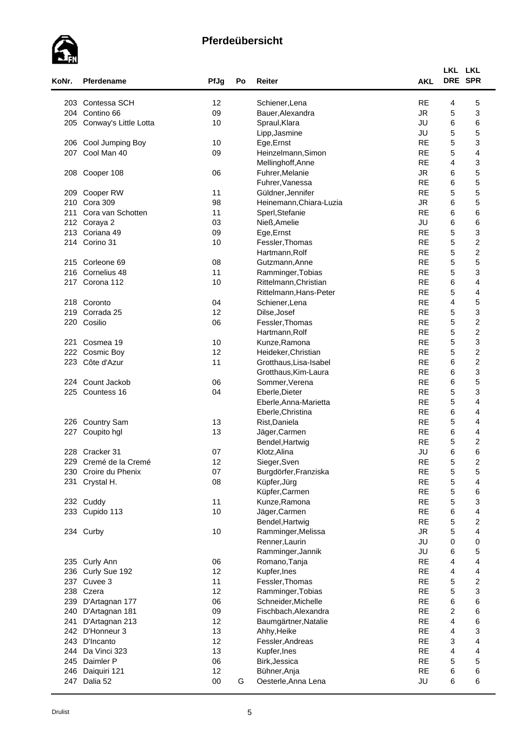# Pferdeübersicht

| KoNr. | Pferdename | PfJg | Po | Reiter | AKL | LKL DRE | LKL SPR |
|---|---|---|---|---|---|---|---|
| 203 | Contessa SCH | 12 | | Schiener,Lena | RE | 4 | 5 |
| 204 | Contino 66 | 09 | | Bauer,Alexandra | JR | 5 | 3 |
| 205 | Conway's Little Lotta | 10 | | Spraul,Klara | JU | 6 | 6 |
| | | | | Lipp,Jasmine | JU | 5 | 5 |
| 206 | Cool Jumping Boy | 10 | | Ege,Ernst | RE | 5 | 3 |
| 207 | Cool Man 40 | 09 | | Heinzelmann,Simon | RE | 5 | 4 |
| | | | | Mellinghoff,Anne | RE | 4 | 3 |
| 208 | Cooper 108 | 06 | | Fuhrer,Melanie | JR | 6 | 5 |
| | | | | Fuhrer,Vanessa | RE | 6 | 5 |
| 209 | Cooper RW | 11 | | Güldner,Jennifer | RE | 5 | 5 |
| 210 | Cora 309 | 98 | | Heinemann,Chiara-Luzia | JR | 6 | 5 |
| 211 | Cora van Schotten | 11 | | Sperl,Stefanie | RE | 6 | 6 |
| 212 | Coraya 2 | 03 | | Nieß,Amelie | JU | 6 | 6 |
| 213 | Coriana 49 | 09 | | Ege,Ernst | RE | 5 | 3 |
| 214 | Corino 31 | 10 | | Fessler,Thomas | RE | 5 | 2 |
| | | | | Hartmann,Rolf | RE | 5 | 2 |
| 215 | Corleone 69 | 08 | | Gutzmann,Anne | RE | 5 | 5 |
| 216 | Cornelius 48 | 11 | | Ramminger,Tobias | RE | 5 | 3 |
| 217 | Corona 112 | 10 | | Rittelmann,Christian | RE | 6 | 4 |
| | | | | Rittelmann,Hans-Peter | RE | 5 | 4 |
| 218 | Coronto | 04 | | Schiener,Lena | RE | 4 | 5 |
| 219 | Corrada 25 | 12 | | Dilse,Josef | RE | 5 | 3 |
| 220 | Cosilio | 06 | | Fessler,Thomas | RE | 5 | 2 |
| | | | | Hartmann,Rolf | RE | 5 | 2 |
| 221 | Cosmea 19 | 10 | | Kunze,Ramona | RE | 5 | 3 |
| 222 | Cosmic Boy | 12 | | Heideker,Christian | RE | 5 | 2 |
| 223 | Côte d'Azur | 11 | | Grotthaus,Lisa-Isabel | RE | 6 | 2 |
| | | | | Grotthaus,Kim-Laura | RE | 6 | 3 |
| 224 | Count Jackob | 06 | | Sommer,Verena | RE | 6 | 5 |
| 225 | Countess 16 | 04 | | Eberle,Dieter | RE | 5 | 3 |
| | | | | Eberle,Anna-Marietta | RE | 5 | 4 |
| | | | | Eberle,Christina | RE | 6 | 4 |
| 226 | Country Sam | 13 | | Rist,Daniela | RE | 5 | 4 |
| 227 | Coupito hgl | 13 | | Jäger,Carmen | RE | 6 | 4 |
| | | | | Bendel,Hartwig | RE | 5 | 2 |
| 228 | Cracker 31 | 07 | | Klotz,Alina | JU | 6 | 6 |
| 229 | Cremé de la Cremé | 12 | | Sieger,Sven | RE | 5 | 2 |
| 230 | Croire du Phenix | 07 | | Burgdörfer,Franziska | RE | 5 | 5 |
| 231 | Crystal H. | 08 | | Küpfer,Jürg | RE | 5 | 4 |
| | | | | Küpfer,Carmen | RE | 5 | 6 |
| 232 | Cuddy | 11 | | Kunze,Ramona | RE | 5 | 3 |
| 233 | Cupido 113 | 10 | | Jäger,Carmen | RE | 6 | 4 |
| | | | | Bendel,Hartwig | RE | 5 | 2 |
| 234 | Curby | 10 | | Ramminger,Melissa | JR | 5 | 4 |
| | | | | Renner,Laurin | JU | 0 | 0 |
| | | | | Ramminger,Jannik | JU | 6 | 5 |
| 235 | Curly Ann | 06 | | Romano,Tanja | RE | 4 | 4 |
| 236 | Curly Sue 192 | 12 | | Kupfer,Ines | RE | 4 | 4 |
| 237 | Cuvee 3 | 11 | | Fessler,Thomas | RE | 5 | 2 |
| 238 | Czera | 12 | | Ramminger,Tobias | RE | 5 | 3 |
| 239 | D'Artagnan 177 | 06 | | Schneider,Michelle | RE | 6 | 6 |
| 240 | D'Artagnan 181 | 09 | | Fischbach,Alexandra | RE | 2 | 6 |
| 241 | D'Artagnan 213 | 12 | | Baumgärtner,Natalie | RE | 4 | 6 |
| 242 | D'Honneur 3 | 13 | | Ahhy,Heike | RE | 4 | 3 |
| 243 | D'Incanto | 12 | | Fessler,Andreas | RE | 3 | 4 |
| 244 | Da Vinci 323 | 13 | | Kupfer,Ines | RE | 4 | 4 |
| 245 | Daimler P | 06 | | Birk,Jessica | RE | 5 | 5 |
| 246 | Daiquiri 121 | 12 | | Bühner,Anja | RE | 6 | 6 |
| 247 | Dalia 52 | 00 | G | Oesterle,Anna Lena | JU | 6 | 6 |

Drulist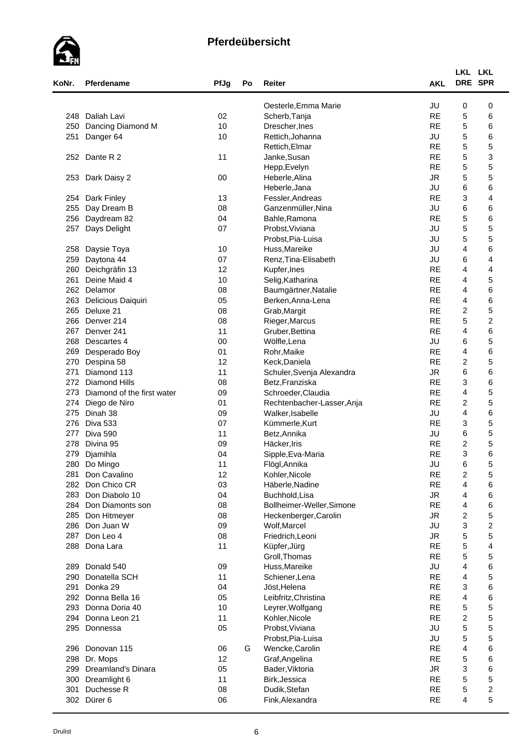# Pferdeübersicht

| KoNr. | Pferdename | PfJg | Po | Reiter | AKL | LKL DRE | LKL SPR |
|---|---|---|---|---|---|---|---|
| | | | | Oesterle,Emma Marie | JU | 0 | 0 |
| 248 | Daliah Lavi | 02 | | Scherb,Tanja | RE | 5 | 6 |
| 250 | Dancing Diamond M | 10 | | Drescher,Ines | RE | 5 | 6 |
| 251 | Danger 64 | 10 | | Rettich,Johanna | JU | 5 | 6 |
| | | | | Rettich,Elmar | RE | 5 | 5 |
| 252 | Dante R 2 | 11 | | Janke,Susan | RE | 5 | 3 |
| | | | | Hepp,Evelyn | RE | 5 | 5 |
| 253 | Dark Daisy 2 | 00 | | Heberle,Alina | JR | 5 | 5 |
| | | | | Heberle,Jana | JU | 6 | 6 |
| 254 | Dark Finley | 13 | | Fessler,Andreas | RE | 3 | 4 |
| 255 | Day Dream B | 08 | | Ganzenmüller,Nina | JU | 6 | 6 |
| 256 | Daydream 82 | 04 | | Bahle,Ramona | RE | 5 | 6 |
| 257 | Days Delight | 07 | | Probst,Viviana | JU | 5 | 5 |
| | | | | Probst,Pia-Luisa | JU | 5 | 5 |
| 258 | Daysie Toya | 10 | | Huss,Mareike | JU | 4 | 6 |
| 259 | Daytona 44 | 07 | | Renz,Tina-Elisabeth | JU | 6 | 4 |
| 260 | Deichgräfin 13 | 12 | | Kupfer,Ines | RE | 4 | 4 |
| 261 | Deine Maid 4 | 10 | | Selig,Katharina | RE | 4 | 5 |
| 262 | Delamor | 08 | | Baumgärtner,Natalie | RE | 4 | 6 |
| 263 | Delicious Daiquiri | 05 | | Berken,Anna-Lena | RE | 4 | 6 |
| 265 | Deluxe 21 | 08 | | Grab,Margit | RE | 2 | 5 |
| 266 | Denver 214 | 08 | | Rieger,Marcus | RE | 5 | 2 |
| 267 | Denver 241 | 11 | | Gruber,Bettina | RE | 4 | 6 |
| 268 | Descartes 4 | 00 | | Wölfle,Lena | JU | 6 | 5 |
| 269 | Desperado Boy | 01 | | Rohr,Maike | RE | 4 | 6 |
| 270 | Despina 58 | 12 | | Keck,Daniela | RE | 2 | 5 |
| 271 | Diamond 113 | 11 | | Schuler,Svenja Alexandra | JR | 6 | 6 |
| 272 | Diamond Hills | 08 | | Betz,Franziska | RE | 3 | 6 |
| 273 | Diamond of the first water | 09 | | Schroeder,Claudia | RE | 4 | 5 |
| 274 | Diego de Niro | 01 | | Rechtenbacher-Lasser,Anja | RE | 2 | 5 |
| 275 | Dinah 38 | 09 | | Walker,Isabelle | JU | 4 | 6 |
| 276 | Diva 533 | 07 | | Kümmerle,Kurt | RE | 3 | 5 |
| 277 | Diva 590 | 11 | | Betz,Annika | JU | 6 | 5 |
| 278 | Divina 95 | 09 | | Häcker,Iris | RE | 2 | 5 |
| 279 | Djamihla | 04 | | Sipple,Eva-Maria | RE | 3 | 6 |
| 280 | Do Mingo | 11 | | Flögl,Annika | JU | 6 | 5 |
| 281 | Don Cavalino | 12 | | Kohler,Nicole | RE | 2 | 5 |
| 282 | Don Chico CR | 03 | | Häberle,Nadine | RE | 4 | 6 |
| 283 | Don Diabolo 10 | 04 | | Buchhold,Lisa | JR | 4 | 6 |
| 284 | Don Diamonts son | 08 | | Bollheimer-Weller,Simone | RE | 4 | 6 |
| 285 | Don Hitmeyer | 08 | | Heckenberger,Carolin | JR | 2 | 5 |
| 286 | Don Juan W | 09 | | Wolf,Marcel | JU | 3 | 2 |
| 287 | Don Leo 4 | 08 | | Friedrich,Leoni | JR | 5 | 5 |
| 288 | Dona Lara | 11 | | Küpfer,Jürg | RE | 5 | 4 |
| | | | | Groll,Thomas | RE | 5 | 5 |
| 289 | Donald 540 | 09 | | Huss,Mareike | JU | 4 | 6 |
| 290 | Donatella SCH | 11 | | Schiener,Lena | RE | 4 | 5 |
| 291 | Donka 29 | 04 | | Jöst,Helena | RE | 3 | 6 |
| 292 | Donna Bella 16 | 05 | | Leibfritz,Christina | RE | 4 | 6 |
| 293 | Donna Doria 40 | 10 | | Leyrer,Wolfgang | RE | 5 | 5 |
| 294 | Donna Leon 21 | 11 | | Kohler,Nicole | RE | 2 | 5 |
| 295 | Donnessa | 05 | | Probst,Viviana | JU | 5 | 5 |
| | | | | Probst,Pia-Luisa | JU | 5 | 5 |
| 296 | Donovan 115 | 06 | G | Wencke,Carolin | RE | 4 | 6 |
| 298 | Dr. Mops | 12 | | Graf,Angelina | RE | 5 | 6 |
| 299 | Dreamland's Dinara | 05 | | Bader,Viktoria | JR | 3 | 6 |
| 300 | Dreamlight 6 | 11 | | Birk,Jessica | RE | 5 | 5 |
| 301 | Duchesse R | 08 | | Dudik,Stefan | RE | 5 | 2 |
| 302 | Dürer 6 | 06 | | Fink,Alexandra | RE | 4 | 5 |

Drulist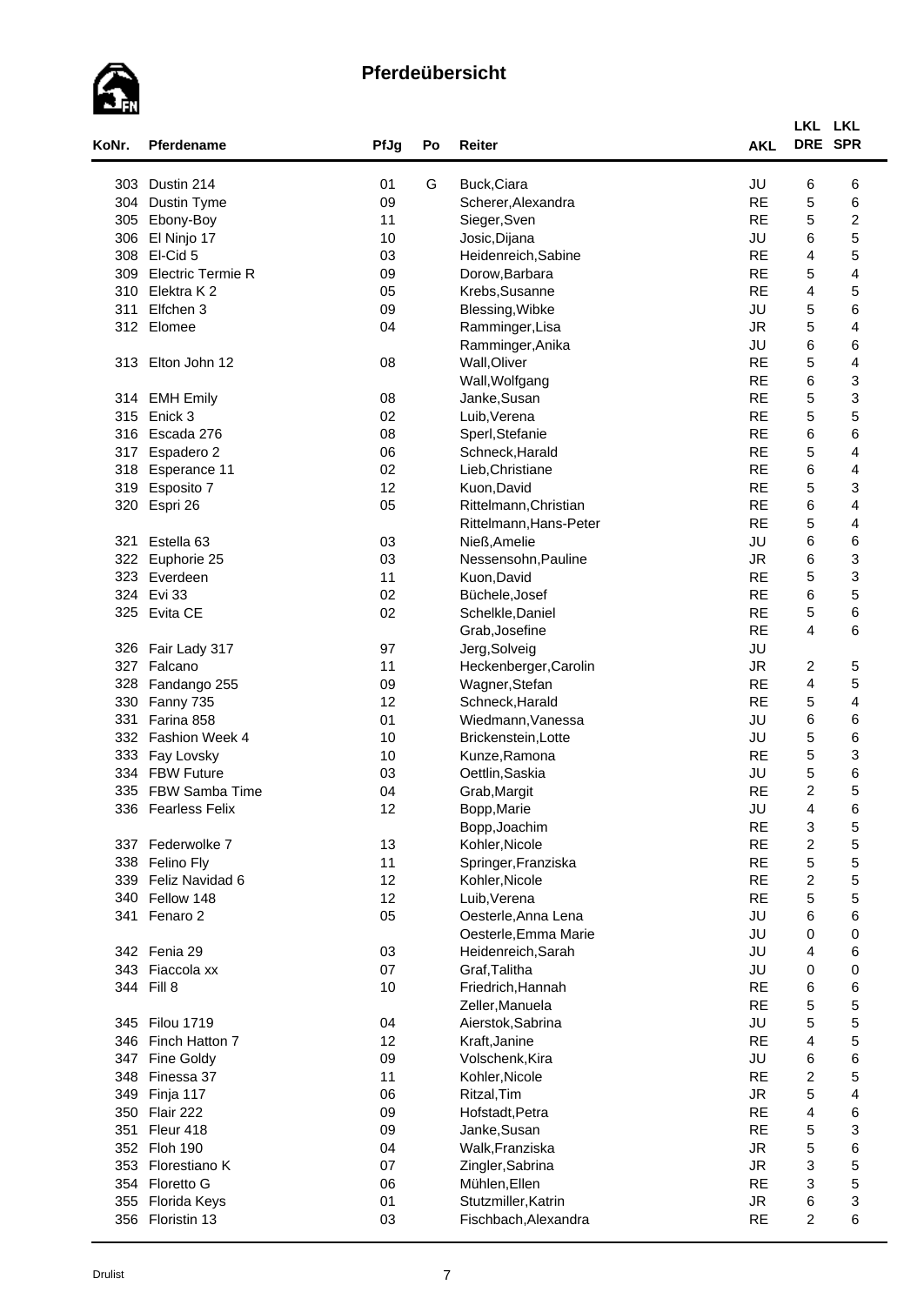# Pferdeübersicht

| KoNr. | Pferdename | PfJg | Po | Reiter | AKL | LKL DRE | LKL SPR |
|---|---|---|---|---|---|---|---|
| 303 | Dustin 214 | 01 | G | Buck,Ciara | JU | 6 | 6 |
| 304 | Dustin Tyme | 09 | | Scherer,Alexandra | RE | 5 | 6 |
| 305 | Ebony-Boy | 11 | | Sieger,Sven | RE | 5 | 2 |
| 306 | El Ninjo 17 | 10 | | Josic,Dijana | JU | 6 | 5 |
| 308 | El-Cid 5 | 03 | | Heidenreich,Sabine | RE | 4 | 5 |
| 309 | Electric Termie R | 09 | | Dorow,Barbara | RE | 5 | 4 |
| 310 | Elektra K 2 | 05 | | Krebs,Susanne | RE | 4 | 5 |
| 311 | Elfchen 3 | 09 | | Blessing,Wibke | JU | 5 | 6 |
| 312 | Elomee | 04 | | Ramminger,Lisa | JR | 5 | 4 |
| | | | | Ramminger,Anika | JU | 6 | 6 |
| 313 | Elton John 12 | 08 | | Wall,Oliver | RE | 5 | 4 |
| | | | | Wall,Wolfgang | RE | 6 | 3 |
| 314 | EMH Emily | 08 | | Janke,Susan | RE | 5 | 3 |
| 315 | Enick 3 | 02 | | Luib,Verena | RE | 5 | 5 |
| 316 | Escada 276 | 08 | | Sperl,Stefanie | RE | 6 | 6 |
| 317 | Espadero 2 | 06 | | Schneck,Harald | RE | 5 | 4 |
| 318 | Esperance 11 | 02 | | Lieb,Christiane | RE | 6 | 4 |
| 319 | Esposito 7 | 12 | | Kuon,David | RE | 5 | 3 |
| 320 | Espri 26 | 05 | | Rittelmann,Christian | RE | 6 | 4 |
| | | | | Rittelmann,Hans-Peter | RE | 5 | 4 |
| 321 | Estella 63 | 03 | | Nieß,Amelie | JU | 6 | 6 |
| 322 | Euphorie 25 | 03 | | Nessensohn,Pauline | JR | 6 | 3 |
| 323 | Everdeen | 11 | | Kuon,David | RE | 5 | 3 |
| 324 | Evi 33 | 02 | | Büchele,Josef | RE | 6 | 5 |
| 325 | Evita CE | 02 | | Schelkle,Daniel | RE | 5 | 6 |
| | | | | Grab,Josefine | RE | 4 | 6 |
| 326 | Fair Lady 317 | 97 | | Jerg,Solveig | JU | | |
| 327 | Falcano | 11 | | Heckenberger,Carolin | JR | 2 | 5 |
| 328 | Fandango 255 | 09 | | Wagner,Stefan | RE | 4 | 5 |
| 330 | Fanny 735 | 12 | | Schneck,Harald | RE | 5 | 4 |
| 331 | Farina 858 | 01 | | Wiedmann,Vanessa | JU | 6 | 6 |
| 332 | Fashion Week 4 | 10 | | Brickenstein,Lotte | JU | 5 | 6 |
| 333 | Fay Lovsky | 10 | | Kunze,Ramona | RE | 5 | 3 |
| 334 | FBW Future | 03 | | Oettlin,Saskia | JU | 5 | 6 |
| 335 | FBW Samba Time | 04 | | Grab,Margit | RE | 2 | 5 |
| 336 | Fearless Felix | 12 | | Bopp,Marie | JU | 4 | 6 |
| | | | | Bopp,Joachim | RE | 3 | 5 |
| 337 | Federwolke 7 | 13 | | Kohler,Nicole | RE | 2 | 5 |
| 338 | Felino Fly | 11 | | Springer,Franziska | RE | 5 | 5 |
| 339 | Feliz Navidad 6 | 12 | | Kohler,Nicole | RE | 2 | 5 |
| 340 | Fellow 148 | 12 | | Luib,Verena | RE | 5 | 5 |
| 341 | Fenaro 2 | 05 | | Oesterle,Anna Lena | JU | 6 | 6 |
| | | | | Oesterle,Emma Marie | JU | 0 | 0 |
| 342 | Fenia 29 | 03 | | Heidenreich,Sarah | JU | 4 | 6 |
| 343 | Fiaccola xx | 07 | | Graf,Talitha | JU | 0 | 0 |
| 344 | Fill 8 | 10 | | Friedrich,Hannah | RE | 6 | 6 |
| | | | | Zeller,Manuela | RE | 5 | 5 |
| 345 | Filou 1719 | 04 | | Aierstok,Sabrina | JU | 5 | 5 |
| 346 | Finch Hatton 7 | 12 | | Kraft,Janine | RE | 4 | 5 |
| 347 | Fine Goldy | 09 | | Volschenk,Kira | JU | 6 | 6 |
| 348 | Finessa 37 | 11 | | Kohler,Nicole | RE | 2 | 5 |
| 349 | Finja 117 | 06 | | Ritzal,Tim | JR | 5 | 4 |
| 350 | Flair 222 | 09 | | Hofstadt,Petra | RE | 4 | 6 |
| 351 | Fleur 418 | 09 | | Janke,Susan | RE | 5 | 3 |
| 352 | Floh 190 | 04 | | Walk,Franziska | JR | 5 | 6 |
| 353 | Florestiano K | 07 | | Zingler,Sabrina | JR | 3 | 5 |
| 354 | Floretto G | 06 | | Mühlen,Ellen | RE | 3 | 5 |
| 355 | Florida Keys | 01 | | Stutzmiller,Katrin | JR | 6 | 3 |
| 356 | Floristin 13 | 03 | | Fischbach,Alexandra | RE | 2 | 6 |

Drulist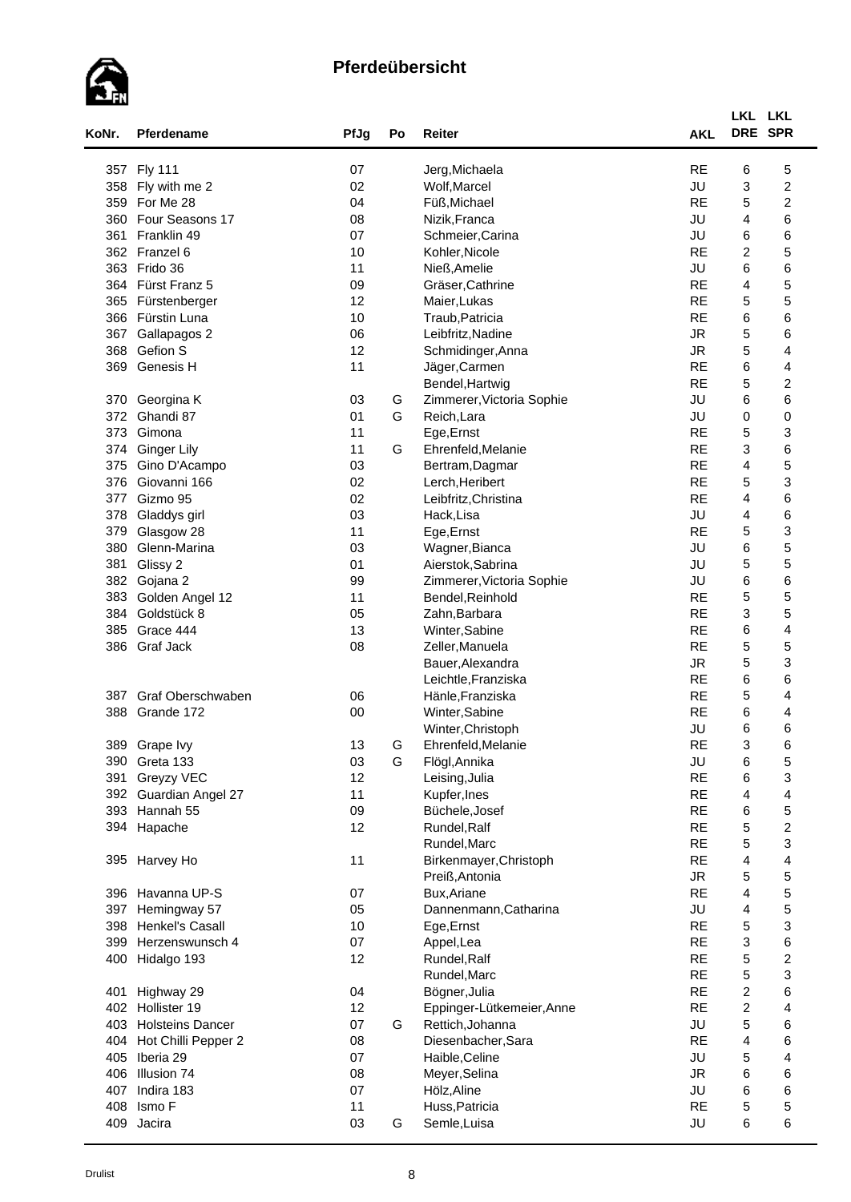# Pferdeübersicht

| KoNr. | Pferdename | PfJg | Po | Reiter | AKL | LKL DRE | LKL SPR |
|---|---|---|---|---|---|---|---|
| 357 | Fly 111 | 07 | | Jerg,Michaela | RE | 6 | 5 |
| 358 | Fly with me 2 | 02 | | Wolf,Marcel | JU | 3 | 2 |
| 359 | For Me 28 | 04 | | Füß,Michael | RE | 5 | 2 |
| 360 | Four Seasons 17 | 08 | | Nizik,Franca | JU | 4 | 6 |
| 361 | Franklin 49 | 07 | | Schmeier,Carina | JU | 6 | 6 |
| 362 | Franzel 6 | 10 | | Kohler,Nicole | RE | 2 | 5 |
| 363 | Frido 36 | 11 | | Nieß,Amelie | JU | 6 | 6 |
| 364 | Fürst Franz 5 | 09 | | Gräser,Cathrine | RE | 4 | 5 |
| 365 | Fürstenberger | 12 | | Maier,Lukas | RE | 5 | 5 |
| 366 | Fürstin Luna | 10 | | Traub,Patricia | RE | 6 | 6 |
| 367 | Gallapagos 2 | 06 | | Leibfritz,Nadine | JR | 5 | 6 |
| 368 | Gefion S | 12 | | Schmidinger,Anna | JR | 5 | 4 |
| 369 | Genesis H | 11 | | Jäger,Carmen | RE | 6 | 4 |
| | | | | Bendel,Hartwig | RE | 5 | 2 |
| 370 | Georgina K | 03 | G | Zimmerer,Victoria Sophie | JU | 6 | 6 |
| 372 | Ghandi 87 | 01 | G | Reich,Lara | JU | 0 | 0 |
| 373 | Gimona | 11 | | Ege,Ernst | RE | 5 | 3 |
| 374 | Ginger Lily | 11 | G | Ehrenfeld,Melanie | RE | 3 | 6 |
| 375 | Gino D'Acampo | 03 | | Bertram,Dagmar | RE | 4 | 5 |
| 376 | Giovanni 166 | 02 | | Lerch,Heribert | RE | 5 | 3 |
| 377 | Gizmo 95 | 02 | | Leibfritz,Christina | RE | 4 | 6 |
| 378 | Gladdys girl | 03 | | Hack,Lisa | JU | 4 | 6 |
| 379 | Glasgow 28 | 11 | | Ege,Ernst | RE | 5 | 3 |
| 380 | Glenn-Marina | 03 | | Wagner,Bianca | JU | 6 | 5 |
| 381 | Glissy 2 | 01 | | Aierstok,Sabrina | JU | 5 | 5 |
| 382 | Gojana 2 | 99 | | Zimmerer,Victoria Sophie | JU | 6 | 6 |
| 383 | Golden Angel 12 | 11 | | Bendel,Reinhold | RE | 5 | 5 |
| 384 | Goldstück 8 | 05 | | Zahn,Barbara | RE | 3 | 5 |
| 385 | Grace 444 | 13 | | Winter,Sabine | RE | 6 | 4 |
| 386 | Graf Jack | 08 | | Zeller,Manuela | RE | 5 | 5 |
| | | | | Bauer,Alexandra | JR | 5 | 3 |
| | | | | Leichtle,Franziska | RE | 6 | 6 |
| 387 | Graf Oberschwaben | 06 | | Hänle,Franziska | RE | 5 | 4 |
| 388 | Grande 172 | 00 | | Winter,Sabine | RE | 6 | 4 |
| | | | | Winter,Christoph | JU | 6 | 6 |
| 389 | Grape Ivy | 13 | G | Ehrenfeld,Melanie | RE | 3 | 6 |
| 390 | Greta 133 | 03 | G | Flögl,Annika | JU | 6 | 5 |
| 391 | Greyzy VEC | 12 | | Leising,Julia | RE | 6 | 3 |
| 392 | Guardian Angel 27 | 11 | | Kupfer,Ines | RE | 4 | 4 |
| 393 | Hannah 55 | 09 | | Büchele,Josef | RE | 6 | 5 |
| 394 | Hapache | 12 | | Rundel,Ralf | RE | 5 | 2 |
| | | | | Rundel,Marc | RE | 5 | 3 |
| 395 | Harvey Ho | 11 | | Birkenmayer,Christoph | RE | 4 | 4 |
| | | | | Preiß,Antonia | JR | 5 | 5 |
| 396 | Havanna UP-S | 07 | | Bux,Ariane | RE | 4 | 5 |
| 397 | Hemingway 57 | 05 | | Dannenmann,Catharina | JU | 4 | 5 |
| 398 | Henkel's Casall | 10 | | Ege,Ernst | RE | 5 | 3 |
| 399 | Herzenswunsch 4 | 07 | | Appel,Lea | RE | 3 | 6 |
| 400 | Hidalgo 193 | 12 | | Rundel,Ralf | RE | 5 | 2 |
| | | | | Rundel,Marc | RE | 5 | 3 |
| 401 | Highway 29 | 04 | | Bögner,Julia | RE | 2 | 6 |
| 402 | Hollister 19 | 12 | | Eppinger-Lütkemeier,Anne | RE | 2 | 4 |
| 403 | Holsteins Dancer | 07 | G | Rettich,Johanna | JU | 5 | 6 |
| 404 | Hot Chilli Pepper 2 | 08 | | Diesenbacher,Sara | RE | 4 | 6 |
| 405 | Iberia 29 | 07 | | Haible,Celine | JU | 5 | 4 |
| 406 | Illusion 74 | 08 | | Meyer,Selina | JR | 6 | 6 |
| 407 | Indira 183 | 07 | | Hölz,Aline | JU | 6 | 6 |
| 408 | Ismo F | 11 | | Huss,Patricia | RE | 5 | 5 |
| 409 | Jacira | 03 | G | Semle,Luisa | JU | 6 | 6 |

Drulist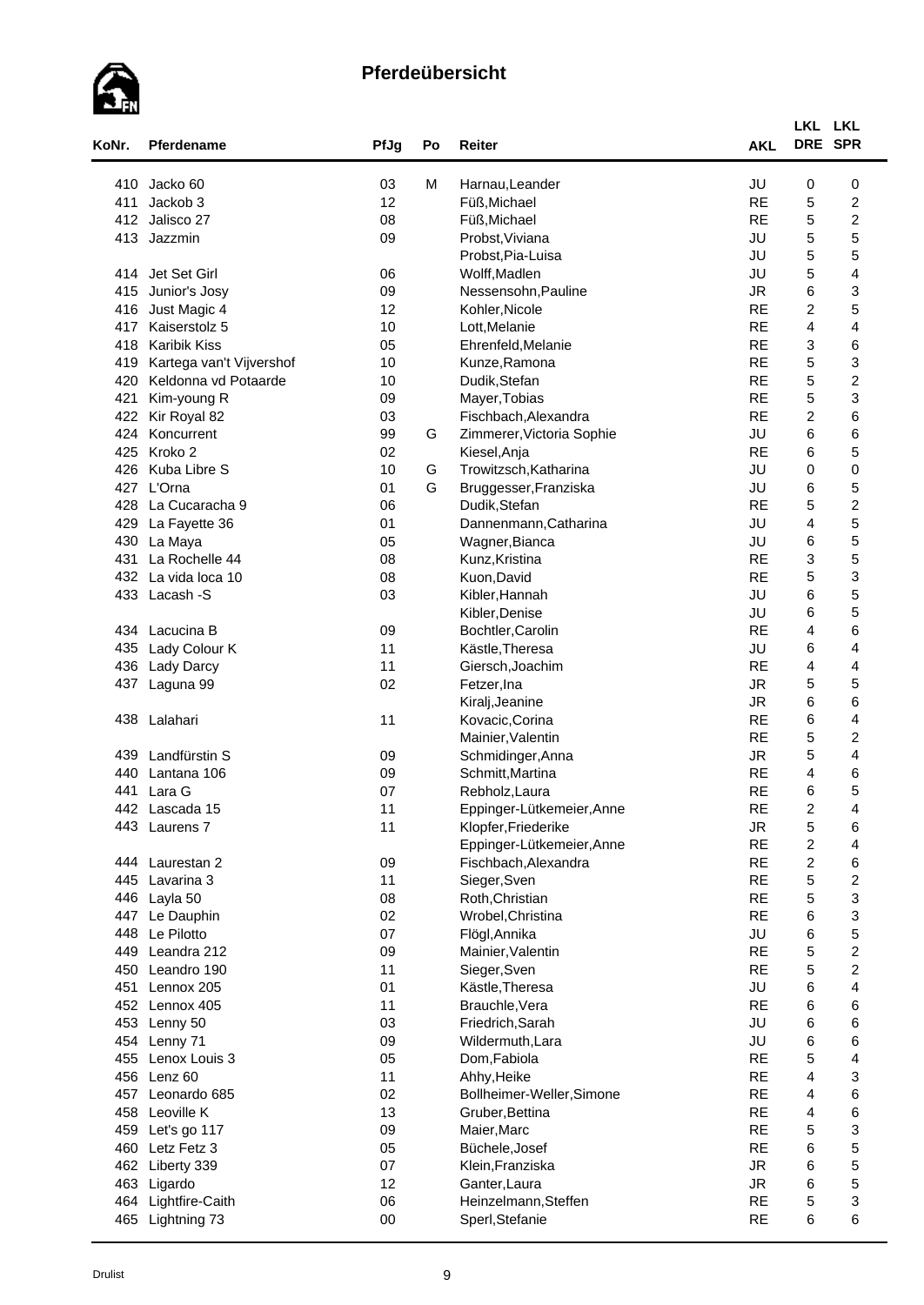# Pferdeübersicht

| KoNr. | Pferdename | PfJg | Po | Reiter | AKL | LKL DRE | LKL SPR |
|---|---|---|---|---|---|---|---|
| 410 | Jacko 60 | 03 | M | Harnau,Leander | JU | 0 | 0 |
| 411 | Jackob 3 | 12 | | Füß,Michael | RE | 5 | 2 |
| 412 | Jalisco 27 | 08 | | Füß,Michael | RE | 5 | 2 |
| 413 | Jazzmin | 09 | | Probst,Viviana | JU | 5 | 5 |
| | | | | Probst,Pia-Luisa | JU | 5 | 5 |
| 414 | Jet Set Girl | 06 | | Wolff,Madlen | JU | 5 | 4 |
| 415 | Junior's Josy | 09 | | Nessensohn,Pauline | JR | 6 | 3 |
| 416 | Just Magic 4 | 12 | | Kohler,Nicole | RE | 2 | 5 |
| 417 | Kaiserstolz 5 | 10 | | Lott,Melanie | RE | 4 | 4 |
| 418 | Karibik Kiss | 05 | | Ehrenfeld,Melanie | RE | 3 | 6 |
| 419 | Kartega van't Vijvershof | 10 | | Kunze,Ramona | RE | 5 | 3 |
| 420 | Keldonna vd Potaarde | 10 | | Dudik,Stefan | RE | 5 | 2 |
| 421 | Kim-young R | 09 | | Mayer,Tobias | RE | 5 | 3 |
| 422 | Kir Royal 82 | 03 | | Fischbach,Alexandra | RE | 2 | 6 |
| 424 | Koncurrent | 99 | G | Zimmerer,Victoria Sophie | JU | 6 | 6 |
| 425 | Kroko 2 | 02 | | Kiesel,Anja | RE | 6 | 5 |
| 426 | Kuba Libre S | 10 | G | Trowitzsch,Katharina | JU | 0 | 0 |
| 427 | L'Orna | 01 | G | Bruggesser,Franziska | JU | 6 | 5 |
| 428 | La Cucaracha 9 | 06 | | Dudik,Stefan | RE | 5 | 2 |
| 429 | La Fayette 36 | 01 | | Dannenmann,Catharina | JU | 4 | 5 |
| 430 | La Maya | 05 | | Wagner,Bianca | JU | 6 | 5 |
| 431 | La Rochelle 44 | 08 | | Kunz,Kristina | RE | 3 | 5 |
| 432 | La vida loca 10 | 08 | | Kuon,David | RE | 5 | 3 |
| 433 | Lacash -S | 03 | | Kibler,Hannah | JU | 6 | 5 |
| | | | | Kibler,Denise | JU | 6 | 5 |
| 434 | Lacucina B | 09 | | Bochtler,Carolin | RE | 4 | 6 |
| 435 | Lady Colour K | 11 | | Kästle,Theresa | JU | 6 | 4 |
| 436 | Lady Darcy | 11 | | Giersch,Joachim | RE | 4 | 4 |
| 437 | Laguna 99 | 02 | | Fetzer,Ina | JR | 5 | 5 |
| | | | | Kiralj,Jeanine | JR | 6 | 6 |
| 438 | Lalahari | 11 | | Kovacic,Corina | RE | 6 | 4 |
| | | | | Mainier,Valentin | RE | 5 | 2 |
| 439 | Landfürstin S | 09 | | Schmidinger,Anna | JR | 5 | 4 |
| 440 | Lantana 106 | 09 | | Schmitt,Martina | RE | 4 | 6 |
| 441 | Lara G | 07 | | Rebholz,Laura | RE | 6 | 5 |
| 442 | Lascada 15 | 11 | | Eppinger-Lütkemeier,Anne | RE | 2 | 4 |
| 443 | Laurens 7 | 11 | | Klopfer,Friederike | JR | 5 | 6 |
| | | | | Eppinger-Lütkemeier,Anne | RE | 2 | 4 |
| 444 | Laurestan 2 | 09 | | Fischbach,Alexandra | RE | 2 | 6 |
| 445 | Lavarina 3 | 11 | | Sieger,Sven | RE | 5 | 2 |
| 446 | Layla 50 | 08 | | Roth,Christian | RE | 5 | 3 |
| 447 | Le Dauphin | 02 | | Wrobel,Christina | RE | 6 | 3 |
| 448 | Le Pilotto | 07 | | Flögl,Annika | JU | 6 | 5 |
| 449 | Leandra 212 | 09 | | Mainier,Valentin | RE | 5 | 2 |
| 450 | Leandro 190 | 11 | | Sieger,Sven | RE | 5 | 2 |
| 451 | Lennox 205 | 01 | | Kästle,Theresa | JU | 6 | 4 |
| 452 | Lennox 405 | 11 | | Brauchle,Vera | RE | 6 | 6 |
| 453 | Lenny 50 | 03 | | Friedrich,Sarah | JU | 6 | 6 |
| 454 | Lenny 71 | 09 | | Wildermuth,Lara | JU | 6 | 6 |
| 455 | Lenox Louis 3 | 05 | | Dom,Fabiola | RE | 5 | 4 |
| 456 | Lenz 60 | 11 | | Ahhy,Heike | RE | 4 | 3 |
| 457 | Leonardo 685 | 02 | | Bollheimer-Weller,Simone | RE | 4 | 6 |
| 458 | Leoville K | 13 | | Gruber,Bettina | RE | 4 | 6 |
| 459 | Let's go 117 | 09 | | Maier,Marc | RE | 5 | 3 |
| 460 | Letz Fetz 3 | 05 | | Büchele,Josef | RE | 6 | 5 |
| 462 | Liberty 339 | 07 | | Klein,Franziska | JR | 6 | 5 |
| 463 | Ligardo | 12 | | Ganter,Laura | JR | 6 | 5 |
| 464 | Lightfire-Caith | 06 | | Heinzelmann,Steffen | RE | 5 | 3 |
| 465 | Lightning 73 | 00 | | Sperl,Stefanie | RE | 6 | 6 |

Drulist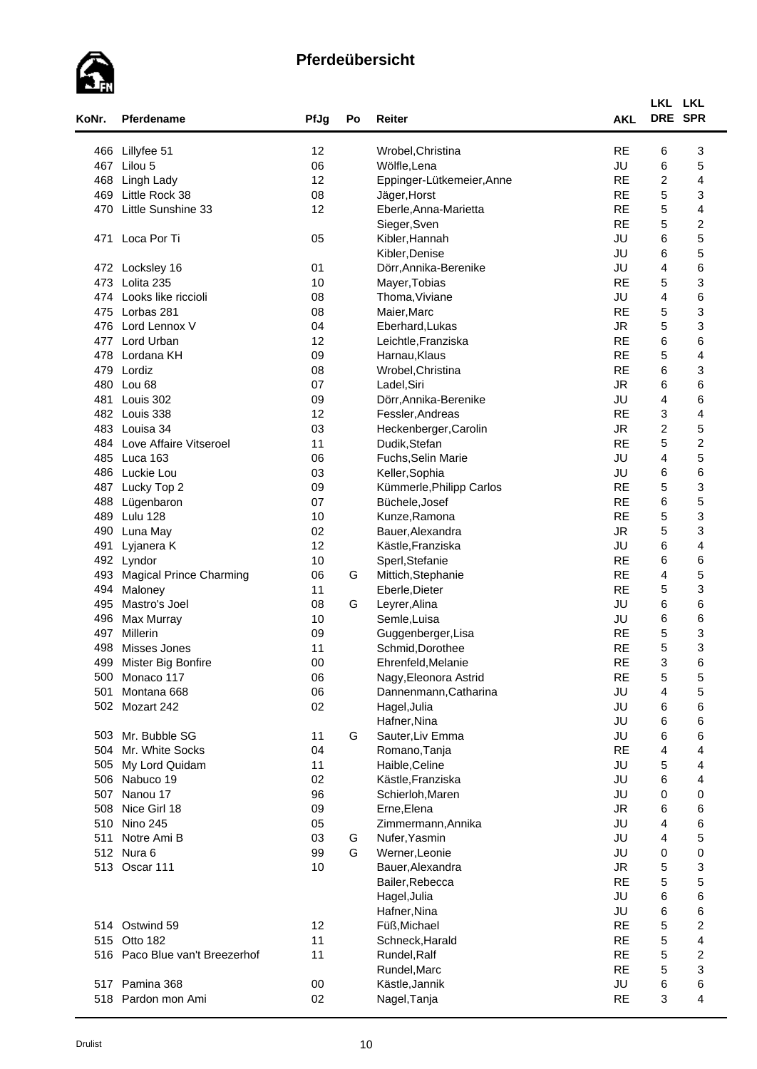# Pferdeübersicht

| KoNr. | Pferdename | PfJg | Po | Reiter | AKL | LKL DRE | LKL SPR |
|---|---|---|---|---|---|---|---|
| 466 | Lillyfee 51 | 12 | | Wrobel,Christina | RE | 6 | 3 |
| 467 | Lilou 5 | 06 | | Wölfle,Lena | JU | 6 | 5 |
| 468 | Lingh Lady | 12 | | Eppinger-Lütkemeier,Anne | RE | 2 | 4 |
| 469 | Little Rock 38 | 08 | | Jäger,Horst | RE | 5 | 3 |
| 470 | Little Sunshine 33 | 12 | | Eberle,Anna-Marietta | RE | 5 | 4 |
| | | | | Sieger,Sven | RE | 5 | 2 |
| 471 | Loca Por Ti | 05 | | Kibler,Hannah | JU | 6 | 5 |
| | | | | Kibler,Denise | JU | 6 | 5 |
| 472 | Locksley 16 | 01 | | Dörr,Annika-Berenike | JU | 4 | 6 |
| 473 | Lolita 235 | 10 | | Mayer,Tobias | RE | 5 | 3 |
| 474 | Looks like riccioli | 08 | | Thoma,Viviane | JU | 4 | 6 |
| 475 | Lorbas 281 | 08 | | Maier,Marc | RE | 5 | 3 |
| 476 | Lord Lennox V | 04 | | Eberhard,Lukas | JR | 5 | 3 |
| 477 | Lord Urban | 12 | | Leichtle,Franziska | RE | 6 | 6 |
| 478 | Lordana KH | 09 | | Harnau,Klaus | RE | 5 | 4 |
| 479 | Lordiz | 08 | | Wrobel,Christina | RE | 6 | 3 |
| 480 | Lou 68 | 07 | | Ladel,Siri | JR | 6 | 6 |
| 481 | Louis 302 | 09 | | Dörr,Annika-Berenike | JU | 4 | 6 |
| 482 | Louis 338 | 12 | | Fessler,Andreas | RE | 3 | 4 |
| 483 | Louisa 34 | 03 | | Heckenberger,Carolin | JR | 2 | 5 |
| 484 | Love Affaire Vitseroel | 11 | | Dudik,Stefan | RE | 5 | 2 |
| 485 | Luca 163 | 06 | | Fuchs,Selin Marie | JU | 4 | 5 |
| 486 | Luckie Lou | 03 | | Keller,Sophia | JU | 6 | 6 |
| 487 | Lucky Top 2 | 09 | | Kümmerle,Philipp Carlos | RE | 5 | 3 |
| 488 | Lügenbaron | 07 | | Büchele,Josef | RE | 6 | 5 |
| 489 | Lulu 128 | 10 | | Kunze,Ramona | RE | 5 | 3 |
| 490 | Luna May | 02 | | Bauer,Alexandra | JR | 5 | 3 |
| 491 | Lyjanera K | 12 | | Kästle,Franziska | JU | 6 | 4 |
| 492 | Lyndor | 10 | | Sperl,Stefanie | RE | 6 | 6 |
| 493 | Magical Prince Charming | 06 | G | Mittich,Stephanie | RE | 4 | 5 |
| 494 | Maloney | 11 | | Eberle,Dieter | RE | 5 | 3 |
| 495 | Mastro's Joel | 08 | G | Leyrer,Alina | JU | 6 | 6 |
| 496 | Max Murray | 10 | | Semle,Luisa | JU | 6 | 6 |
| 497 | Millerin | 09 | | Guggenberger,Lisa | RE | 5 | 3 |
| 498 | Misses Jones | 11 | | Schmid,Dorothee | RE | 5 | 3 |
| 499 | Mister Big Bonfire | 00 | | Ehrenfeld,Melanie | RE | 3 | 6 |
| 500 | Monaco 117 | 06 | | Nagy,Eleonora Astrid | RE | 5 | 5 |
| 501 | Montana 668 | 06 | | Dannenmann,Catharina | JU | 4 | 5 |
| 502 | Mozart 242 | 02 | | Hagel,Julia | JU | 6 | 6 |
| | | | | Hafner,Nina | JU | 6 | 6 |
| 503 | Mr. Bubble SG | 11 | G | Sauter,Liv Emma | JU | 6 | 6 |
| 504 | Mr. White Socks | 04 | | Romano,Tanja | RE | 4 | 4 |
| 505 | My Lord Quidam | 11 | | Haible,Celine | JU | 5 | 4 |
| 506 | Nabuco 19 | 02 | | Kästle,Franziska | JU | 6 | 4 |
| 507 | Nanou 17 | 96 | | Schierloh,Maren | JU | 0 | 0 |
| 508 | Nice Girl 18 | 09 | | Erne,Elena | JR | 6 | 6 |
| 510 | Nino 245 | 05 | | Zimmermann,Annika | JU | 4 | 6 |
| 511 | Notre Ami B | 03 | G | Nufer,Yasmin | JU | 4 | 5 |
| 512 | Nura 6 | 99 | G | Werner,Leonie | JU | 0 | 0 |
| 513 | Oscar 111 | 10 | | Bauer,Alexandra | JR | 5 | 3 |
| | | | | Bailer,Rebecca | RE | 5 | 5 |
| | | | | Hagel,Julia | JU | 6 | 6 |
| | | | | Hafner,Nina | JU | 6 | 6 |
| 514 | Ostwind 59 | 12 | | Füß,Michael | RE | 5 | 2 |
| 515 | Otto 182 | 11 | | Schneck,Harald | RE | 5 | 4 |
| 516 | Paco Blue van't Breezerhof | 11 | | Rundel,Ralf | RE | 5 | 2 |
| | | | | Rundel,Marc | RE | 5 | 3 |
| 517 | Pamina 368 | 00 | | Kästle,Jannik | JU | 6 | 6 |
| 518 | Pardon mon Ami | 02 | | Nagel,Tanja | RE | 3 | 4 |

Drulist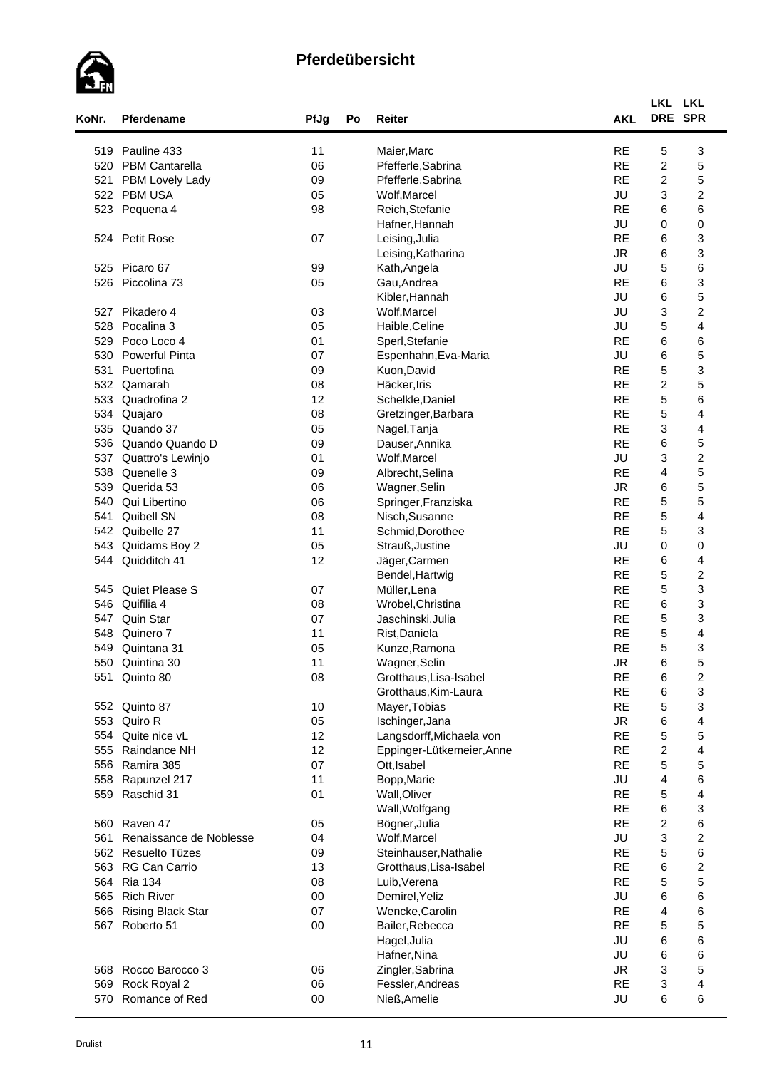# Pferdeübersicht

| KoNr. | Pferdename | PfJg | Po | Reiter | AKL | LKL DRE | LKL SPR |
|---|---|---|---|---|---|---|---|
| 519 | Pauline 433 | 11 | | Maier,Marc | RE | 5 | 3 |
| 520 | PBM Cantarella | 06 | | Pfefferle,Sabrina | RE | 2 | 5 |
| 521 | PBM Lovely Lady | 09 | | Pfefferle,Sabrina | RE | 2 | 5 |
| 522 | PBM USA | 05 | | Wolf,Marcel | JU | 3 | 2 |
| 523 | Pequena 4 | 98 | | Reich,Stefanie | RE | 6 | 6 |
| | | | | Hafner,Hannah | JU | 0 | 0 |
| 524 | Petit Rose | 07 | | Leising,Julia | RE | 6 | 3 |
| | | | | Leising,Katharina | JR | 6 | 3 |
| 525 | Picaro 67 | 99 | | Kath,Angela | JU | 5 | 6 |
| 526 | Piccolina 73 | 05 | | Gau,Andrea | RE | 6 | 3 |
| | | | | Kibler,Hannah | JU | 6 | 5 |
| 527 | Pikadero 4 | 03 | | Wolf,Marcel | JU | 3 | 2 |
| 528 | Pocalina 3 | 05 | | Haible,Celine | JU | 5 | 4 |
| 529 | Poco Loco 4 | 01 | | Sperl,Stefanie | RE | 6 | 6 |
| 530 | Powerful Pinta | 07 | | Espenhahn,Eva-Maria | JU | 6 | 5 |
| 531 | Puertofina | 09 | | Kuon,David | RE | 5 | 3 |
| 532 | Qamarah | 08 | | Häcker,Iris | RE | 2 | 5 |
| 533 | Quadrofina 2 | 12 | | Schelkle,Daniel | RE | 5 | 6 |
| 534 | Quajaro | 08 | | Gretzinger,Barbara | RE | 5 | 4 |
| 535 | Quando 37 | 05 | | Nagel,Tanja | RE | 3 | 4 |
| 536 | Quando Quando D | 09 | | Dauser,Annika | RE | 6 | 5 |
| 537 | Quattro's Lewinjo | 01 | | Wolf,Marcel | JU | 3 | 2 |
| 538 | Quenelle 3 | 09 | | Albrecht,Selina | RE | 4 | 5 |
| 539 | Querida 53 | 06 | | Wagner,Selin | JR | 6 | 5 |
| 540 | Qui Libertino | 06 | | Springer,Franziska | RE | 5 | 5 |
| 541 | Quibell SN | 08 | | Nisch,Susanne | RE | 5 | 4 |
| 542 | Quibelle 27 | 11 | | Schmid,Dorothee | RE | 5 | 3 |
| 543 | Quidams Boy 2 | 05 | | Strauß,Justine | JU | 0 | 0 |
| 544 | Quidditch 41 | 12 | | Jäger,Carmen | RE | 6 | 4 |
| | | | | Bendel,Hartwig | RE | 5 | 2 |
| 545 | Quiet Please S | 07 | | Müller,Lena | RE | 5 | 3 |
| 546 | Quifilia 4 | 08 | | Wrobel,Christina | RE | 6 | 3 |
| 547 | Quin Star | 07 | | Jaschinski,Julia | RE | 5 | 3 |
| 548 | Quinero 7 | 11 | | Rist,Daniela | RE | 5 | 4 |
| 549 | Quintana 31 | 05 | | Kunze,Ramona | RE | 5 | 3 |
| 550 | Quintina 30 | 11 | | Wagner,Selin | JR | 6 | 5 |
| 551 | Quinto 80 | 08 | | Grotthaus,Lisa-Isabel | RE | 6 | 2 |
| | | | | Grotthaus,Kim-Laura | RE | 6 | 3 |
| 552 | Quinto 87 | 10 | | Mayer,Tobias | RE | 5 | 3 |
| 553 | Quiro R | 05 | | Ischinger,Jana | JR | 6 | 4 |
| 554 | Quite nice vL | 12 | | Langsdorff,Michaela von | RE | 5 | 5 |
| 555 | Raindance NH | 12 | | Eppinger-Lütkemeier,Anne | RE | 2 | 4 |
| 556 | Ramira 385 | 07 | | Ott,Isabel | RE | 5 | 5 |
| 558 | Rapunzel 217 | 11 | | Bopp,Marie | JU | 4 | 6 |
| 559 | Raschid 31 | 01 | | Wall,Oliver | RE | 5 | 4 |
| | | | | Wall,Wolfgang | RE | 6 | 3 |
| 560 | Raven 47 | 05 | | Bögner,Julia | RE | 2 | 6 |
| 561 | Renaissance de Noblesse | 04 | | Wolf,Marcel | JU | 3 | 2 |
| 562 | Resuelto Tüzes | 09 | | Steinhauser,Nathalie | RE | 5 | 6 |
| 563 | RG Can Carrio | 13 | | Grotthaus,Lisa-Isabel | RE | 6 | 2 |
| 564 | Ria 134 | 08 | | Luib,Verena | RE | 5 | 5 |
| 565 | Rich River | 00 | | Demirel,Yeliz | JU | 6 | 6 |
| 566 | Rising Black Star | 07 | | Wencke,Carolin | RE | 4 | 6 |
| 567 | Roberto 51 | 00 | | Bailer,Rebecca | RE | 5 | 5 |
| | | | | Hagel,Julia | JU | 6 | 6 |
| | | | | Hafner,Nina | JU | 6 | 6 |
| 568 | Rocco Barocco 3 | 06 | | Zingler,Sabrina | JR | 3 | 5 |
| 569 | Rock Royal 2 | 06 | | Fessler,Andreas | RE | 3 | 4 |
| 570 | Romance of Red | 00 | | Nieß,Amelie | JU | 6 | 6 |

Drulist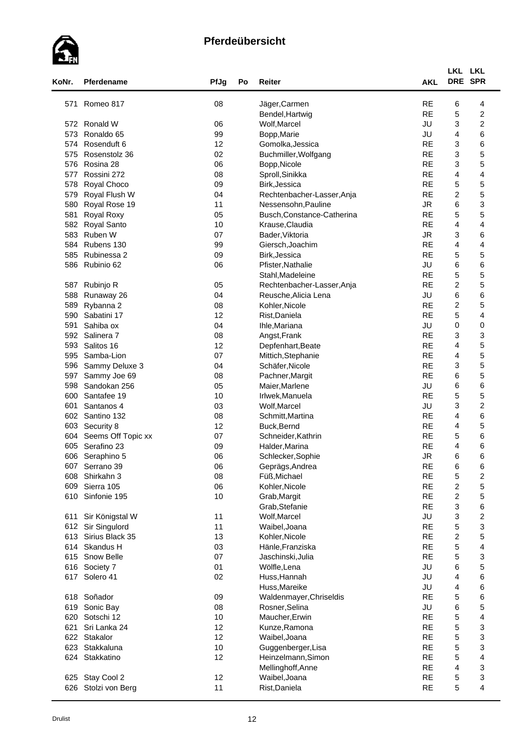## Pferdeübersicht

| KoNr. | Pferdename | PfJg | Po | Reiter | AKL | LKL DRE | LKL SPR |
|---|---|---|---|---|---|---|---|
| 571 | Romeo 817 | 08 | | Jäger,Carmen | RE | 6 | 4 |
| | | | | Bendel,Hartwig | RE | 5 | 2 |
| 572 | Ronald W | 06 | | Wolf,Marcel | JU | 3 | 2 |
| 573 | Ronaldo 65 | 99 | | Bopp,Marie | JU | 4 | 6 |
| 574 | Rosenduft 6 | 12 | | Gomolka,Jessica | RE | 3 | 6 |
| 575 | Rosenstolz 36 | 02 | | Buchmiller,Wolfgang | RE | 3 | 5 |
| 576 | Rosina 28 | 06 | | Bopp,Nicole | RE | 3 | 5 |
| 577 | Rossini 272 | 08 | | Sproll,Sinikka | RE | 4 | 4 |
| 578 | Royal Choco | 09 | | Birk,Jessica | RE | 5 | 5 |
| 579 | Royal Flush W | 04 | | Rechtenbacher-Lasser,Anja | RE | 2 | 5 |
| 580 | Royal Rose 19 | 11 | | Nessensohn,Pauline | JR | 6 | 3 |
| 581 | Royal Roxy | 05 | | Busch,Constance-Catherina | RE | 5 | 5 |
| 582 | Royal Santo | 10 | | Krause,Claudia | RE | 4 | 4 |
| 583 | Ruben W | 07 | | Bader,Viktoria | JR | 3 | 6 |
| 584 | Rubens 130 | 99 | | Giersch,Joachim | RE | 4 | 4 |
| 585 | Rubinessa 2 | 09 | | Birk,Jessica | RE | 5 | 5 |
| 586 | Rubinio 62 | 06 | | Pfister,Nathalie | JU | 6 | 6 |
| | | | | Stahl,Madeleine | RE | 5 | 5 |
| 587 | Rubinjo R | 05 | | Rechtenbacher-Lasser,Anja | RE | 2 | 5 |
| 588 | Runaway 26 | 04 | | Reusche,Alicia Lena | JU | 6 | 6 |
| 589 | Rybanna 2 | 08 | | Kohler,Nicole | RE | 2 | 5 |
| 590 | Sabatini 17 | 12 | | Rist,Daniela | RE | 5 | 4 |
| 591 | Sahiba ox | 04 | | Ihle,Mariana | JU | 0 | 0 |
| 592 | Salinera 7 | 08 | | Angst,Frank | RE | 3 | 3 |
| 593 | Salitos 16 | 12 | | Depfenhart,Beate | RE | 4 | 5 |
| 595 | Samba-Lion | 07 | | Mittich,Stephanie | RE | 4 | 5 |
| 596 | Sammy Deluxe 3 | 04 | | Schäfer,Nicole | RE | 3 | 5 |
| 597 | Sammy Joe 69 | 08 | | Pachner,Margit | RE | 6 | 5 |
| 598 | Sandokan 256 | 05 | | Maier,Marlene | JU | 6 | 6 |
| 600 | Santafee 19 | 10 | | Irlwek,Manuela | RE | 5 | 5 |
| 601 | Santanos 4 | 03 | | Wolf,Marcel | JU | 3 | 2 |
| 602 | Santino 132 | 08 | | Schmitt,Martina | RE | 4 | 6 |
| 603 | Security 8 | 12 | | Buck,Bernd | RE | 4 | 5 |
| 604 | Seems Off Topic xx | 07 | | Schneider,Kathrin | RE | 5 | 6 |
| 605 | Serafino 23 | 09 | | Halder,Marina | RE | 4 | 6 |
| 606 | Seraphino 5 | 06 | | Schlecker,Sophie | JR | 6 | 6 |
| 607 | Serrano 39 | 06 | | Geprägs,Andrea | RE | 6 | 6 |
| 608 | Shirkahn 3 | 08 | | Füß,Michael | RE | 5 | 2 |
| 609 | Sierra 105 | 06 | | Kohler,Nicole | RE | 2 | 5 |
| 610 | Sinfonie 195 | 10 | | Grab,Margit | RE | 2 | 5 |
| | | | | Grab,Stefanie | RE | 3 | 6 |
| 611 | Sir Königstal W | 11 | | Wolf,Marcel | JU | 3 | 2 |
| 612 | Sir Singulord | 11 | | Waibel,Joana | RE | 5 | 3 |
| 613 | Sirius Black 35 | 13 | | Kohler,Nicole | RE | 2 | 5 |
| 614 | Skandus H | 03 | | Hänle,Franziska | RE | 5 | 4 |
| 615 | Snow Belle | 07 | | Jaschinski,Julia | RE | 5 | 3 |
| 616 | Society 7 | 01 | | Wölfle,Lena | JU | 6 | 5 |
| 617 | Solero 41 | 02 | | Huss,Hannah | JU | 4 | 6 |
| | | | | Huss,Mareike | JU | 4 | 6 |
| 618 | Soñador | 09 | | Waldenmayer,Chriseldis | RE | 5 | 6 |
| 619 | Sonic Bay | 08 | | Rosner,Selina | JU | 6 | 5 |
| 620 | Sotschi 12 | 10 | | Maucher,Erwin | RE | 5 | 4 |
| 621 | Sri Lanka 24 | 12 | | Kunze,Ramona | RE | 5 | 3 |
| 622 | Stakalor | 12 | | Waibel,Joana | RE | 5 | 3 |
| 623 | Stakkaluna | 10 | | Guggenberger,Lisa | RE | 5 | 3 |
| 624 | Stakkatino | 12 | | Heinzelmann,Simon | RE | 5 | 4 |
| | | | | Mellinghoff,Anne | RE | 4 | 3 |
| 625 | Stay Cool 2 | 12 | | Waibel,Joana | RE | 5 | 3 |
| 626 | Stolzi von Berg | 11 | | Rist,Daniela | RE | 5 | 4 |

Drulist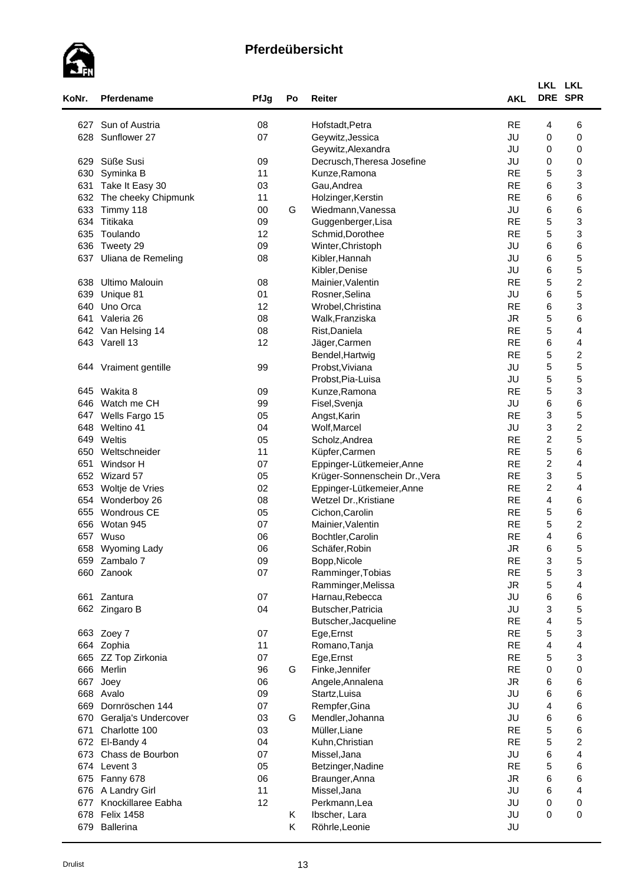# Pferdeübersicht

| KoNr. | Pferdename | PfJg | Po | Reiter | AKL | LKL DRE | LKL SPR |
|---|---|---|---|---|---|---|---|
| 627 | Sun of Austria | 08 | | Hofstadt,Petra | RE | 4 | 6 |
| 628 | Sunflower 27 | 07 | | Geywitz,Jessica | JU | 0 | 0 |
| | | | | Geywitz,Alexandra | JU | 0 | 0 |
| 629 | Süße Susi | 09 | | Decrusch,Theresa Josefine | JU | 0 | 0 |
| 630 | Syminka B | 11 | | Kunze,Ramona | RE | 5 | 3 |
| 631 | Take It Easy 30 | 03 | | Gau,Andrea | RE | 6 | 3 |
| 632 | The cheeky Chipmunk | 11 | | Holzinger,Kerstin | RE | 6 | 6 |
| 633 | Timmy 118 | 00 | G | Wiedmann,Vanessa | JU | 6 | 6 |
| 634 | Titikaka | 09 | | Guggenberger,Lisa | RE | 5 | 3 |
| 635 | Toulando | 12 | | Schmid,Dorothee | RE | 5 | 3 |
| 636 | Tweety 29 | 09 | | Winter,Christoph | JU | 6 | 6 |
| 637 | Uliana de Remeling | 08 | | Kibler,Hannah | JU | 6 | 5 |
| | | | | Kibler,Denise | JU | 6 | 5 |
| 638 | Ultimo Malouin | 08 | | Mainier,Valentin | RE | 5 | 2 |
| 639 | Unique 81 | 01 | | Rosner,Selina | JU | 6 | 5 |
| 640 | Uno Orca | 12 | | Wrobel,Christina | RE | 6 | 3 |
| 641 | Valeria 26 | 08 | | Walk,Franziska | JR | 5 | 6 |
| 642 | Van Helsing 14 | 08 | | Rist,Daniela | RE | 5 | 4 |
| 643 | Varell 13 | 12 | | Jäger,Carmen | RE | 6 | 4 |
| | | | | Bendel,Hartwig | RE | 5 | 2 |
| 644 | Vraiment gentille | 99 | | Probst,Viviana | JU | 5 | 5 |
| | | | | Probst,Pia-Luisa | JU | 5 | 5 |
| 645 | Wakita 8 | 09 | | Kunze,Ramona | RE | 5 | 3 |
| 646 | Watch me CH | 99 | | Fisel,Svenja | JU | 6 | 6 |
| 647 | Wells Fargo 15 | 05 | | Angst,Karin | RE | 3 | 5 |
| 648 | Weltino 41 | 04 | | Wolf,Marcel | JU | 3 | 2 |
| 649 | Weltis | 05 | | Scholz,Andrea | RE | 2 | 5 |
| 650 | Weltschneider | 11 | | Küpfer,Carmen | RE | 5 | 6 |
| 651 | Windsor H | 07 | | Eppinger-Lütkemeier,Anne | RE | 2 | 4 |
| 652 | Wizard 57 | 05 | | Krüger-Sonnenschein Dr.,Vera | RE | 3 | 5 |
| 653 | Woltje de Vries | 02 | | Eppinger-Lütkemeier,Anne | RE | 2 | 4 |
| 654 | Wonderboy 26 | 08 | | Wetzel Dr.,Kristiane | RE | 4 | 6 |
| 655 | Wondrous CE | 05 | | Cichon,Carolin | RE | 5 | 6 |
| 656 | Wotan 945 | 07 | | Mainier,Valentin | RE | 5 | 2 |
| 657 | Wuso | 06 | | Bochtler,Carolin | RE | 4 | 6 |
| 658 | Wyoming Lady | 06 | | Schäfer,Robin | JR | 6 | 5 |
| 659 | Zambalo 7 | 09 | | Bopp,Nicole | RE | 3 | 5 |
| 660 | Zanook | 07 | | Ramminger,Tobias | RE | 5 | 3 |
| | | | | Ramminger,Melissa | JR | 5 | 4 |
| 661 | Zantura | 07 | | Harnau,Rebecca | JU | 6 | 6 |
| 662 | Zingaro B | 04 | | Butscher,Patricia | JU | 3 | 5 |
| | | | | Butscher,Jacqueline | RE | 4 | 5 |
| 663 | Zoey 7 | 07 | | Ege,Ernst | RE | 5 | 3 |
| 664 | Zophia | 11 | | Romano,Tanja | RE | 4 | 4 |
| 665 | ZZ Top Zirkonia | 07 | | Ege,Ernst | RE | 5 | 3 |
| 666 | Merlin | 96 | G | Finke,Jennifer | RE | 0 | 0 |
| 667 | Joey | 06 | | Angele,Annalena | JR | 6 | 6 |
| 668 | Avalo | 09 | | Startz,Luisa | JU | 6 | 6 |
| 669 | Dornröschen 144 | 07 | | Rempfer,Gina | JU | 4 | 6 |
| 670 | Geralja's Undercover | 03 | G | Mendler,Johanna | JU | 6 | 6 |
| 671 | Charlotte 100 | 03 | | Müller,Liane | RE | 5 | 6 |
| 672 | El-Bandy 4 | 04 | | Kuhn,Christian | RE | 5 | 2 |
| 673 | Chass de Bourbon | 07 | | Missel,Jana | JU | 6 | 4 |
| 674 | Levent 3 | 05 | | Betzinger,Nadine | RE | 5 | 6 |
| 675 | Fanny 678 | 06 | | Braunger,Anna | JR | 6 | 6 |
| 676 | A Landry Girl | 11 | | Missel,Jana | JU | 6 | 4 |
| 677 | Knockillaree Eabha | 12 | | Perkmann,Lea | JU | 0 | 0 |
| 678 | Felix 1458 | | K | Ibscher, Lara | JU | 0 | 0 |
| 679 | Ballerina | | K | Röhrle,Leonie | JU | | |

Drulist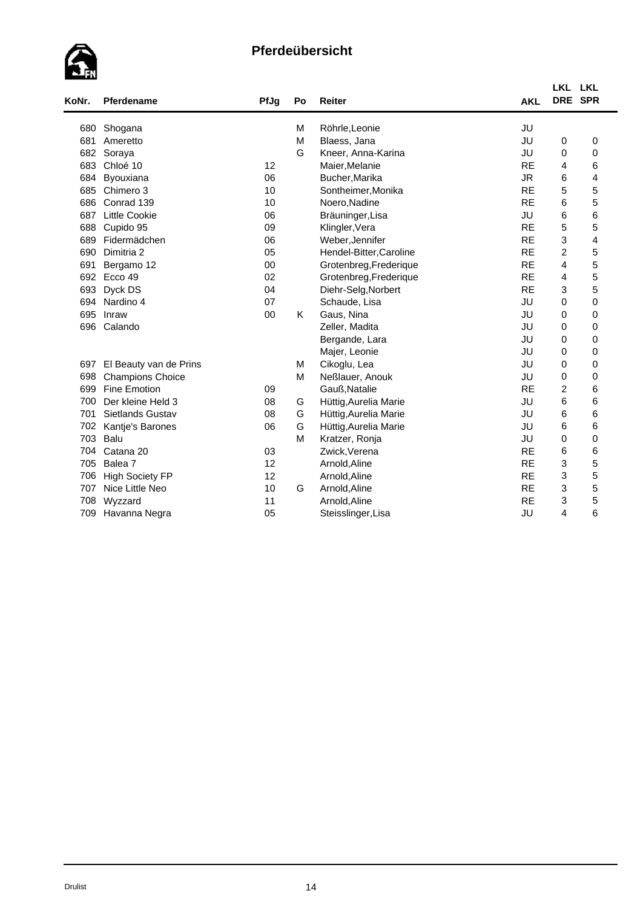## Pferdeübersicht

| KoNr. | Pferdename | PfJg | Po | Reiter | AKL | LKL DRE | LKL SPR |
|---|---|---|---|---|---|---|---|
| 680 | Shogana | | M | Röhrle,Leonie | JU | | |
| 681 | Ameretto | | M | Blaess, Jana | JU | 0 | 0 |
| 682 | Soraya | | G | Kneer, Anna-Karina | JU | 0 | 0 |
| 683 | Chloé 10 | 12 | | Maier,Melanie | RE | 4 | 6 |
| 684 | Byouxiana | 06 | | Bucher,Marika | JR | 6 | 4 |
| 685 | Chimero 3 | 10 | | Sontheimer,Monika | RE | 5 | 5 |
| 686 | Conrad 139 | 10 | | Noero,Nadine | RE | 6 | 5 |
| 687 | Little Cookie | 06 | | Bräuninger,Lisa | JU | 6 | 6 |
| 688 | Cupido 95 | 09 | | Klingler,Vera | RE | 5 | 5 |
| 689 | Fidermädchen | 06 | | Weber,Jennifer | RE | 3 | 4 |
| 690 | Dimitria 2 | 05 | | Hendel-Bitter,Caroline | RE | 2 | 5 |
| 691 | Bergamo 12 | 00 | | Grotenbreg,Frederique | RE | 4 | 5 |
| 692 | Ecco 49 | 02 | | Grotenbreg,Frederique | RE | 4 | 5 |
| 693 | Dyck DS | 04 | | Diehr-Selg,Norbert | RE | 3 | 5 |
| 694 | Nardino 4 | 07 | | Schaude, Lisa | JU | 0 | 0 |
| 695 | Inraw | 00 | K | Gaus, Nina | JU | 0 | 0 |
| 696 | Calando | | | Zeller, Madita | JU | 0 | 0 |
| | | | | Bergande, Lara | JU | 0 | 0 |
| | | | | Majer, Leonie | JU | 0 | 0 |
| 697 | El Beauty van de Prins | | M | Cikoglu, Lea | JU | 0 | 0 |
| 698 | Champions Choice | | M | Neßlauer, Anouk | JU | 0 | 0 |
| 699 | Fine Emotion | 09 | | Gauß,Natalie | RE | 2 | 6 |
| 700 | Der kleine Held 3 | 08 | G | Hüttig,Aurelia Marie | JU | 6 | 6 |
| 701 | Sietlands Gustav | 08 | G | Hüttig,Aurelia Marie | JU | 6 | 6 |
| 702 | Kantje's Barones | 06 | G | Hüttig,Aurelia Marie | JU | 6 | 6 |
| 703 | Balu | | M | Kratzer, Ronja | JU | 0 | 0 |
| 704 | Catana 20 | 03 | | Zwick,Verena | RE | 6 | 6 |
| 705 | Balea 7 | 12 | | Arnold,Aline | RE | 3 | 5 |
| 706 | High Society FP | 12 | | Arnold,Aline | RE | 3 | 5 |
| 707 | Nice Little Neo | 10 | G | Arnold,Aline | RE | 3 | 5 |
| 708 | Wyzzard | 11 | | Arnold,Aline | RE | 3 | 5 |
| 709 | Havanna Negra | 05 | | Steisslinger,Lisa | JU | 4 | 6 |

Drulist